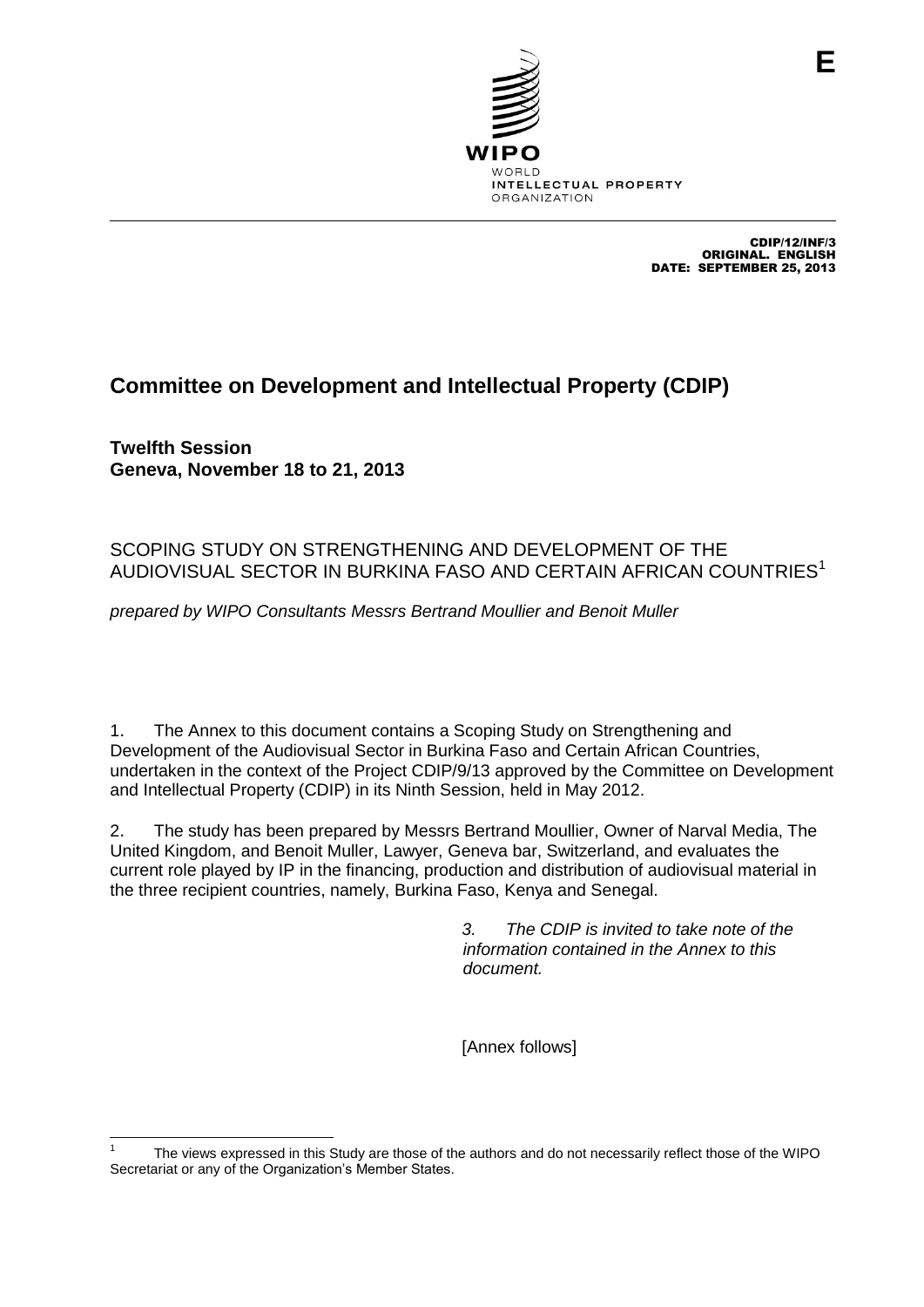E

WIPO
WORLD
INTELLECTUAL PROPERTY
ORGANIZATION

CDIP/12/INF/3
ORIGINAL. ENGLISH
DATE: SEPTEMBER 25, 2013

# Committee on Development and Intellectual Property (CDIP)

**Twelfth Session**
**Geneva, November 18 to 21, 2013**

## SCOPING STUDY ON STRENGTHENING AND DEVELOPMENT OF THE AUDIOVISUAL SECTOR IN BURKINA FASO AND CERTAIN AFRICAN COUNTRIES[1]

*prepared by WIPO Consultants Messrs Bertrand Moullier and Benoit Muller*

1. The Annex to this document contains a Scoping Study on Strengthening and Development of the Audiovisual Sector in Burkina Faso and Certain African Countries, undertaken in the context of the Project CDIP/9/13 approved by the Committee on Development and Intellectual Property (CDIP) in its Ninth Session, held in May 2012.

2. The study has been prepared by Messrs Bertrand Moullier, Owner of Narval Media, The United Kingdom, and Benoit Muller, Lawyer, Geneva bar, Switzerland, and evaluates the current role played by IP in the financing, production and distribution of audiovisual material in the three recipient countries, namely, Burkina Faso, Kenya and Senegal.

*3. The CDIP is invited to take note of the information contained in the Annex to this document.*

[Annex follows]

---

[1] The views expressed in this Study are those of the authors and do not necessarily reflect those of the WIPO Secretariat or any of the Organization's Member States.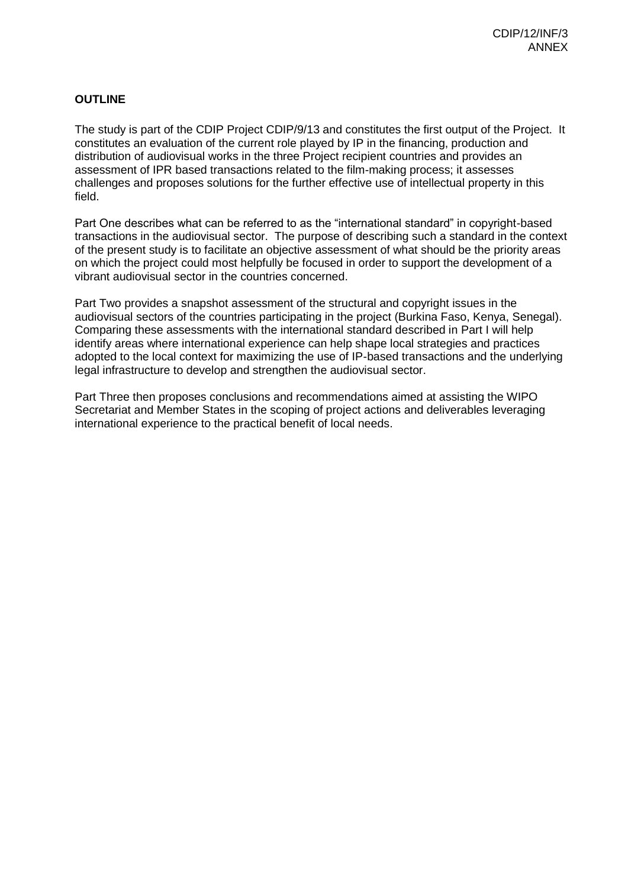**OUTLINE**

The study is part of the CDIP Project CDIP/9/13 and constitutes the first output of the Project. It constitutes an evaluation of the current role played by IP in the financing, production and distribution of audiovisual works in the three Project recipient countries and provides an assessment of IPR based transactions related to the film-making process; it assesses challenges and proposes solutions for the further effective use of intellectual property in this field.

Part One describes what can be referred to as the "international standard" in copyright-based transactions in the audiovisual sector. The purpose of describing such a standard in the context of the present study is to facilitate an objective assessment of what should be the priority areas on which the project could most helpfully be focused in order to support the development of a vibrant audiovisual sector in the countries concerned.

Part Two provides a snapshot assessment of the structural and copyright issues in the audiovisual sectors of the countries participating in the project (Burkina Faso, Kenya, Senegal). Comparing these assessments with the international standard described in Part I will help identify areas where international experience can help shape local strategies and practices adopted to the local context for maximizing the use of IP-based transactions and the underlying legal infrastructure to develop and strengthen the audiovisual sector.

Part Three then proposes conclusions and recommendations aimed at assisting the WIPO Secretariat and Member States in the scoping of project actions and deliverables leveraging international experience to the practical benefit of local needs.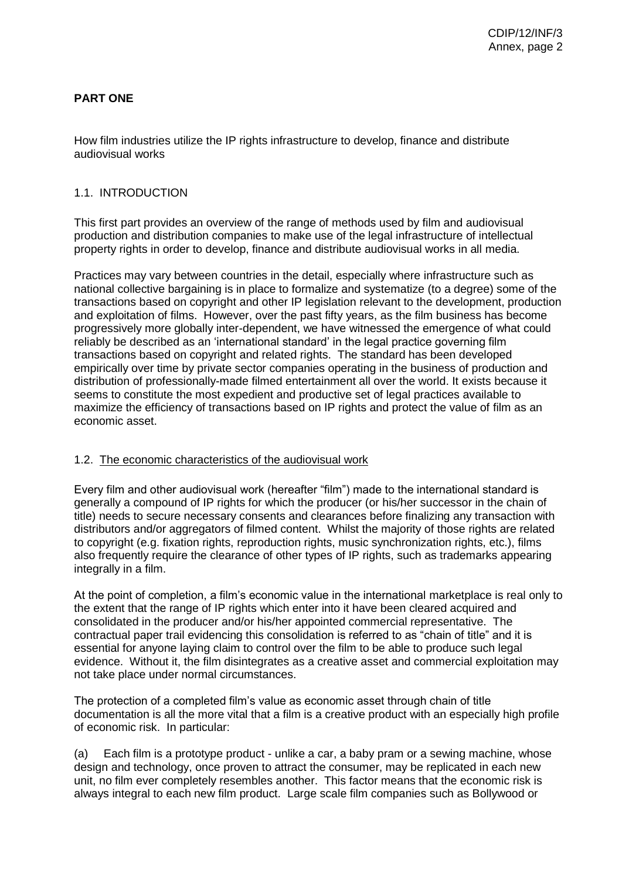**PART ONE**

How film industries utilize the IP rights infrastructure to develop, finance and distribute audiovisual works

## 1.1. INTRODUCTION

This first part provides an overview of the range of methods used by film and audiovisual production and distribution companies to make use of the legal infrastructure of intellectual property rights in order to develop, finance and distribute audiovisual works in all media.

Practices may vary between countries in the detail, especially where infrastructure such as national collective bargaining is in place to formalize and systematize (to a degree) some of the transactions based on copyright and other IP legislation relevant to the development, production and exploitation of films. However, over the past fifty years, as the film business has become progressively more globally inter-dependent, we have witnessed the emergence of what could reliably be described as an 'international standard' in the legal practice governing film transactions based on copyright and related rights. The standard has been developed empirically over time by private sector companies operating in the business of production and distribution of professionally-made filmed entertainment all over the world. It exists because it seems to constitute the most expedient and productive set of legal practices available to maximize the efficiency of transactions based on IP rights and protect the value of film as an economic asset.

## 1.2. The economic characteristics of the audiovisual work

Every film and other audiovisual work (hereafter "film") made to the international standard is generally a compound of IP rights for which the producer (or his/her successor in the chain of title) needs to secure necessary consents and clearances before finalizing any transaction with distributors and/or aggregators of filmed content. Whilst the majority of those rights are related to copyright (e.g. fixation rights, reproduction rights, music synchronization rights, etc.), films also frequently require the clearance of other types of IP rights, such as trademarks appearing integrally in a film.

At the point of completion, a film's economic value in the international marketplace is real only to the extent that the range of IP rights which enter into it have been cleared acquired and consolidated in the producer and/or his/her appointed commercial representative. The contractual paper trail evidencing this consolidation is referred to as "chain of title" and it is essential for anyone laying claim to control over the film to be able to produce such legal evidence. Without it, the film disintegrates as a creative asset and commercial exploitation may not take place under normal circumstances.

The protection of a completed film's value as economic asset through chain of title documentation is all the more vital that a film is a creative product with an especially high profile of economic risk. In particular:

(a) Each film is a prototype product - unlike a car, a baby pram or a sewing machine, whose design and technology, once proven to attract the consumer, may be replicated in each new unit, no film ever completely resembles another. This factor means that the economic risk is always integral to each new film product. Large scale film companies such as Bollywood or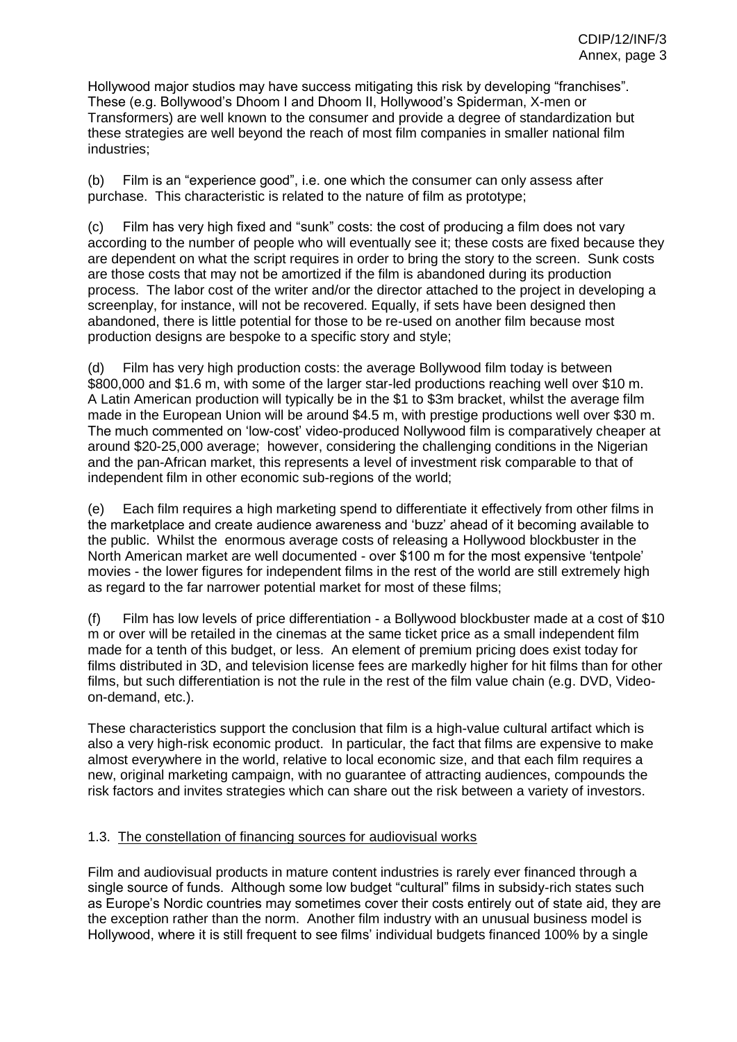Hollywood major studios may have success mitigating this risk by developing "franchises". These (e.g. Bollywood's Dhoom I and Dhoom II, Hollywood's Spiderman, X-men or Transformers) are well known to the consumer and provide a degree of standardization but these strategies are well beyond the reach of most film companies in smaller national film industries;

(b) Film is an "experience good", i.e. one which the consumer can only assess after purchase. This characteristic is related to the nature of film as prototype;

(c) Film has very high fixed and "sunk" costs: the cost of producing a film does not vary according to the number of people who will eventually see it; these costs are fixed because they are dependent on what the script requires in order to bring the story to the screen. Sunk costs are those costs that may not be amortized if the film is abandoned during its production process. The labor cost of the writer and/or the director attached to the project in developing a screenplay, for instance, will not be recovered. Equally, if sets have been designed then abandoned, there is little potential for those to be re-used on another film because most production designs are bespoke to a specific story and style;

(d) Film has very high production costs: the average Bollywood film today is between $800,000 and $1.6 m, with some of the larger star-led productions reaching well over $10 m. A Latin American production will typically be in the $1 to $3m bracket, whilst the average film made in the European Union will be around $4.5 m, with prestige productions well over $30 m. The much commented on 'low-cost' video-produced Nollywood film is comparatively cheaper at around $20-25,000 average; however, considering the challenging conditions in the Nigerian and the pan-African market, this represents a level of investment risk comparable to that of independent film in other economic sub-regions of the world;

(e) Each film requires a high marketing spend to differentiate it effectively from other films in the marketplace and create audience awareness and 'buzz' ahead of it becoming available to the public. Whilst the enormous average costs of releasing a Hollywood blockbuster in the North American market are well documented - over $100 m for the most expensive 'tentpole' movies - the lower figures for independent films in the rest of the world are still extremely high as regard to the far narrower potential market for most of these films;

(f) Film has low levels of price differentiation - a Bollywood blockbuster made at a cost of $10 m or over will be retailed in the cinemas at the same ticket price as a small independent film made for a tenth of this budget, or less. An element of premium pricing does exist today for films distributed in 3D, and television license fees are markedly higher for hit films than for other films, but such differentiation is not the rule in the rest of the film value chain (e.g. DVD, Video-on-demand, etc.).

These characteristics support the conclusion that film is a high-value cultural artifact which is also a very high-risk economic product. In particular, the fact that films are expensive to make almost everywhere in the world, relative to local economic size, and that each film requires a new, original marketing campaign, with no guarantee of attracting audiences, compounds the risk factors and invites strategies which can share out the risk between a variety of investors.

### 1.3. The constellation of financing sources for audiovisual works

Film and audiovisual products in mature content industries is rarely ever financed through a single source of funds. Although some low budget "cultural" films in subsidy-rich states such as Europe's Nordic countries may sometimes cover their costs entirely out of state aid, they are the exception rather than the norm. Another film industry with an unusual business model is Hollywood, where it is still frequent to see films' individual budgets financed 100% by a single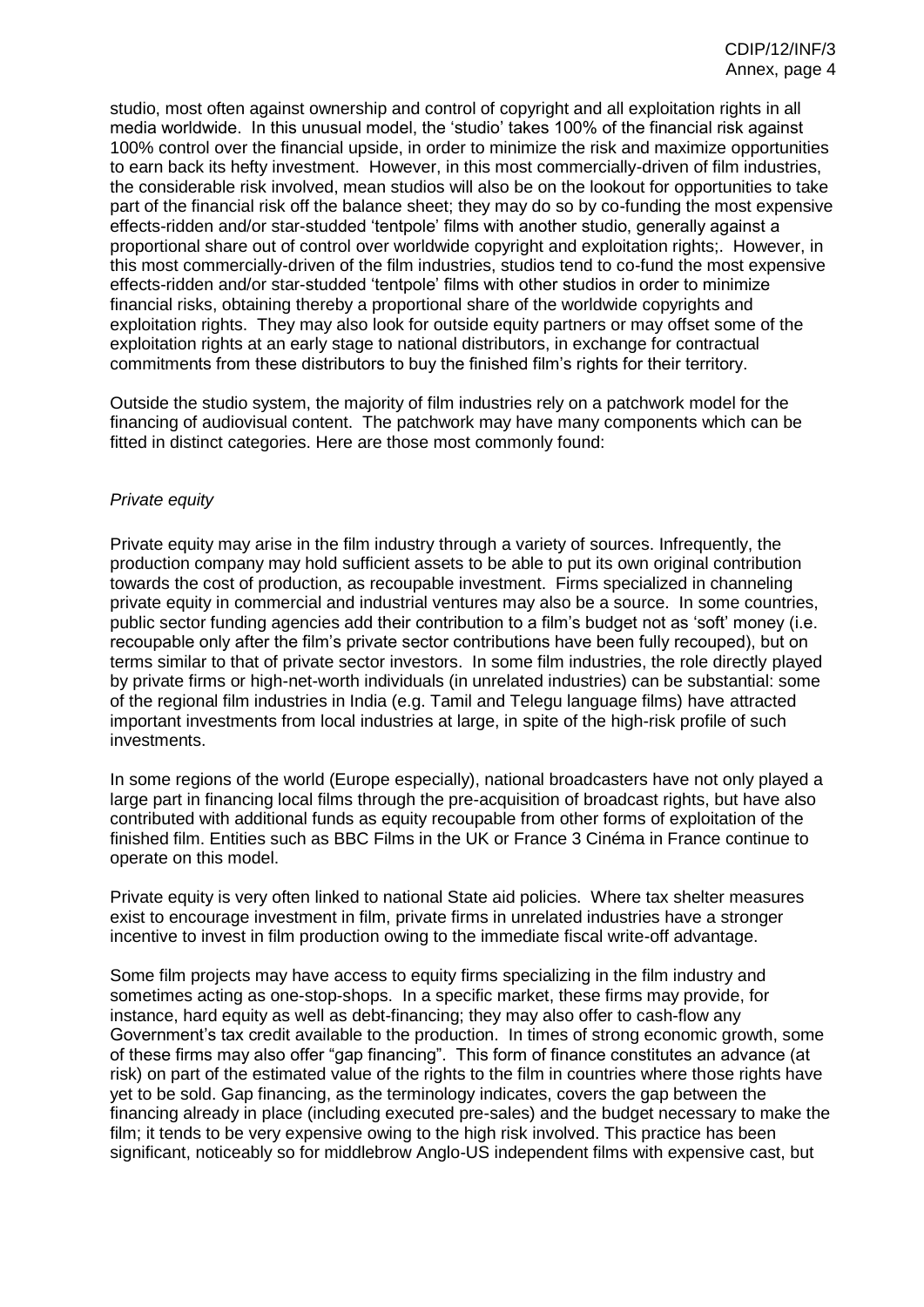studio, most often against ownership and control of copyright and all exploitation rights in all media worldwide. In this unusual model, the 'studio' takes 100% of the financial risk against 100% control over the financial upside, in order to minimize the risk and maximize opportunities to earn back its hefty investment. However, in this most commercially-driven of film industries, the considerable risk involved, mean studios will also be on the lookout for opportunities to take part of the financial risk off the balance sheet; they may do so by co-funding the most expensive effects-ridden and/or star-studded 'tentpole' films with another studio, generally against a proportional share out of control over worldwide copyright and exploitation rights;. However, in this most commercially-driven of the film industries, studios tend to co-fund the most expensive effects-ridden and/or star-studded 'tentpole' films with other studios in order to minimize financial risks, obtaining thereby a proportional share of the worldwide copyrights and exploitation rights. They may also look for outside equity partners or may offset some of the exploitation rights at an early stage to national distributors, in exchange for contractual commitments from these distributors to buy the finished film's rights for their territory.

Outside the studio system, the majority of film industries rely on a patchwork model for the financing of audiovisual content. The patchwork may have many components which can be fitted in distinct categories. Here are those most commonly found:

*Private equity*

Private equity may arise in the film industry through a variety of sources. Infrequently, the production company may hold sufficient assets to be able to put its own original contribution towards the cost of production, as recoupable investment. Firms specialized in channeling private equity in commercial and industrial ventures may also be a source. In some countries, public sector funding agencies add their contribution to a film's budget not as 'soft' money (i.e. recoupable only after the film's private sector contributions have been fully recouped), but on terms similar to that of private sector investors. In some film industries, the role directly played by private firms or high-net-worth individuals (in unrelated industries) can be substantial: some of the regional film industries in India (e.g. Tamil and Telegu language films) have attracted important investments from local industries at large, in spite of the high-risk profile of such investments.

In some regions of the world (Europe especially), national broadcasters have not only played a large part in financing local films through the pre-acquisition of broadcast rights, but have also contributed with additional funds as equity recoupable from other forms of exploitation of the finished film. Entities such as BBC Films in the UK or France 3 Cinéma in France continue to operate on this model.

Private equity is very often linked to national State aid policies. Where tax shelter measures exist to encourage investment in film, private firms in unrelated industries have a stronger incentive to invest in film production owing to the immediate fiscal write-off advantage.

Some film projects may have access to equity firms specializing in the film industry and sometimes acting as one-stop-shops. In a specific market, these firms may provide, for instance, hard equity as well as debt-financing; they may also offer to cash-flow any Government's tax credit available to the production. In times of strong economic growth, some of these firms may also offer "gap financing". This form of finance constitutes an advance (at risk) on part of the estimated value of the rights to the film in countries where those rights have yet to be sold. Gap financing, as the terminology indicates, covers the gap between the financing already in place (including executed pre-sales) and the budget necessary to make the film; it tends to be very expensive owing to the high risk involved. This practice has been significant, noticeably so for middlebrow Anglo-US independent films with expensive cast, but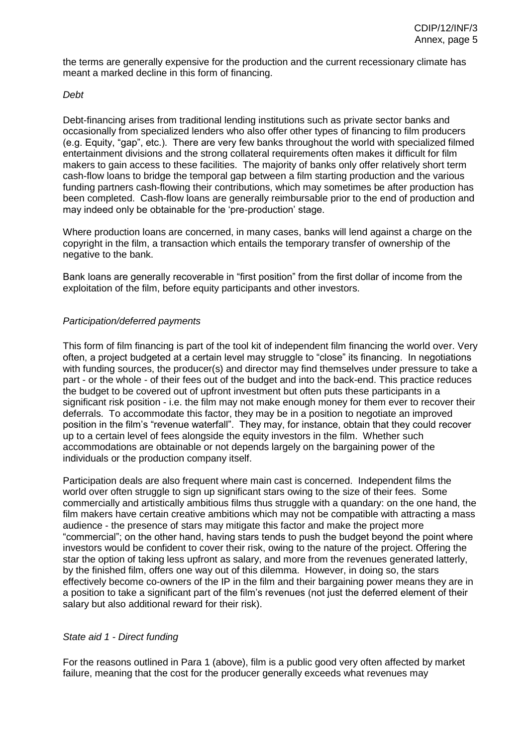the terms are generally expensive for the production and the current recessionary climate has meant a marked decline in this form of financing.

*Debt*

Debt-financing arises from traditional lending institutions such as private sector banks and occasionally from specialized lenders who also offer other types of financing to film producers (e.g. Equity, "gap", etc.). There are very few banks throughout the world with specialized filmed entertainment divisions and the strong collateral requirements often makes it difficult for film makers to gain access to these facilities. The majority of banks only offer relatively short term cash-flow loans to bridge the temporal gap between a film starting production and the various funding partners cash-flowing their contributions, which may sometimes be after production has been completed. Cash-flow loans are generally reimbursable prior to the end of production and may indeed only be obtainable for the 'pre-production' stage.

Where production loans are concerned, in many cases, banks will lend against a charge on the copyright in the film, a transaction which entails the temporary transfer of ownership of the negative to the bank.

Bank loans are generally recoverable in "first position" from the first dollar of income from the exploitation of the film, before equity participants and other investors.

*Participation/deferred payments*

This form of film financing is part of the tool kit of independent film financing the world over. Very often, a project budgeted at a certain level may struggle to "close" its financing. In negotiations with funding sources, the producer(s) and director may find themselves under pressure to take a part - or the whole - of their fees out of the budget and into the back-end. This practice reduces the budget to be covered out of upfront investment but often puts these participants in a significant risk position - i.e. the film may not make enough money for them ever to recover their deferrals. To accommodate this factor, they may be in a position to negotiate an improved position in the film's "revenue waterfall". They may, for instance, obtain that they could recover up to a certain level of fees alongside the equity investors in the film. Whether such accommodations are obtainable or not depends largely on the bargaining power of the individuals or the production company itself.

Participation deals are also frequent where main cast is concerned. Independent films the world over often struggle to sign up significant stars owing to the size of their fees. Some commercially and artistically ambitious films thus struggle with a quandary: on the one hand, the film makers have certain creative ambitions which may not be compatible with attracting a mass audience - the presence of stars may mitigate this factor and make the project more "commercial"; on the other hand, having stars tends to push the budget beyond the point where investors would be confident to cover their risk, owing to the nature of the project. Offering the star the option of taking less upfront as salary, and more from the revenues generated latterly, by the finished film, offers one way out of this dilemma. However, in doing so, the stars effectively become co-owners of the IP in the film and their bargaining power means they are in a position to take a significant part of the film's revenues (not just the deferred element of their salary but also additional reward for their risk).

*State aid 1 - Direct funding*

For the reasons outlined in Para 1 (above), film is a public good very often affected by market failure, meaning that the cost for the producer generally exceeds what revenues may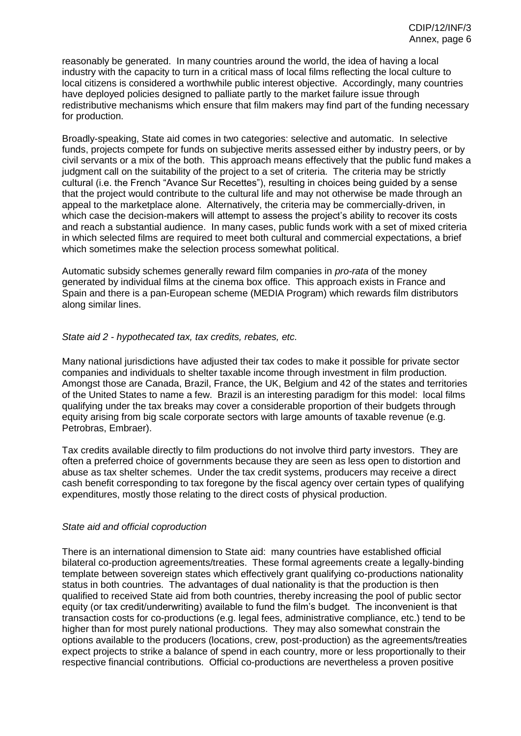reasonably be generated. In many countries around the world, the idea of having a local industry with the capacity to turn in a critical mass of local films reflecting the local culture to local citizens is considered a worthwhile public interest objective. Accordingly, many countries have deployed policies designed to palliate partly to the market failure issue through redistributive mechanisms which ensure that film makers may find part of the funding necessary for production.

Broadly-speaking, State aid comes in two categories: selective and automatic. In selective funds, projects compete for funds on subjective merits assessed either by industry peers, or by civil servants or a mix of the both. This approach means effectively that the public fund makes a judgment call on the suitability of the project to a set of criteria. The criteria may be strictly cultural (i.e. the French "Avance Sur Recettes"), resulting in choices being guided by a sense that the project would contribute to the cultural life and may not otherwise be made through an appeal to the marketplace alone. Alternatively, the criteria may be commercially-driven, in which case the decision-makers will attempt to assess the project's ability to recover its costs and reach a substantial audience. In many cases, public funds work with a set of mixed criteria in which selected films are required to meet both cultural and commercial expectations, a brief which sometimes make the selection process somewhat political.

Automatic subsidy schemes generally reward film companies in *pro-rata* of the money generated by individual films at the cinema box office. This approach exists in France and Spain and there is a pan-European scheme (MEDIA Program) which rewards film distributors along similar lines.

*State aid 2 - hypothecated tax, tax credits, rebates, etc.*

Many national jurisdictions have adjusted their tax codes to make it possible for private sector companies and individuals to shelter taxable income through investment in film production. Amongst those are Canada, Brazil, France, the UK, Belgium and 42 of the states and territories of the United States to name a few. Brazil is an interesting paradigm for this model: local films qualifying under the tax breaks may cover a considerable proportion of their budgets through equity arising from big scale corporate sectors with large amounts of taxable revenue (e.g. Petrobras, Embraer).

Tax credits available directly to film productions do not involve third party investors. They are often a preferred choice of governments because they are seen as less open to distortion and abuse as tax shelter schemes. Under the tax credit systems, producers may receive a direct cash benefit corresponding to tax foregone by the fiscal agency over certain types of qualifying expenditures, mostly those relating to the direct costs of physical production.

*State aid and official coproduction*

There is an international dimension to State aid: many countries have established official bilateral co-production agreements/treaties. These formal agreements create a legally-binding template between sovereign states which effectively grant qualifying co-productions nationality status in both countries. The advantages of dual nationality is that the production is then qualified to received State aid from both countries, thereby increasing the pool of public sector equity (or tax credit/underwriting) available to fund the film's budget. The inconvenient is that transaction costs for co-productions (e.g. legal fees, administrative compliance, etc.) tend to be higher than for most purely national productions. They may also somewhat constrain the options available to the producers (locations, crew, post-production) as the agreements/treaties expect projects to strike a balance of spend in each country, more or less proportionally to their respective financial contributions. Official co-productions are nevertheless a proven positive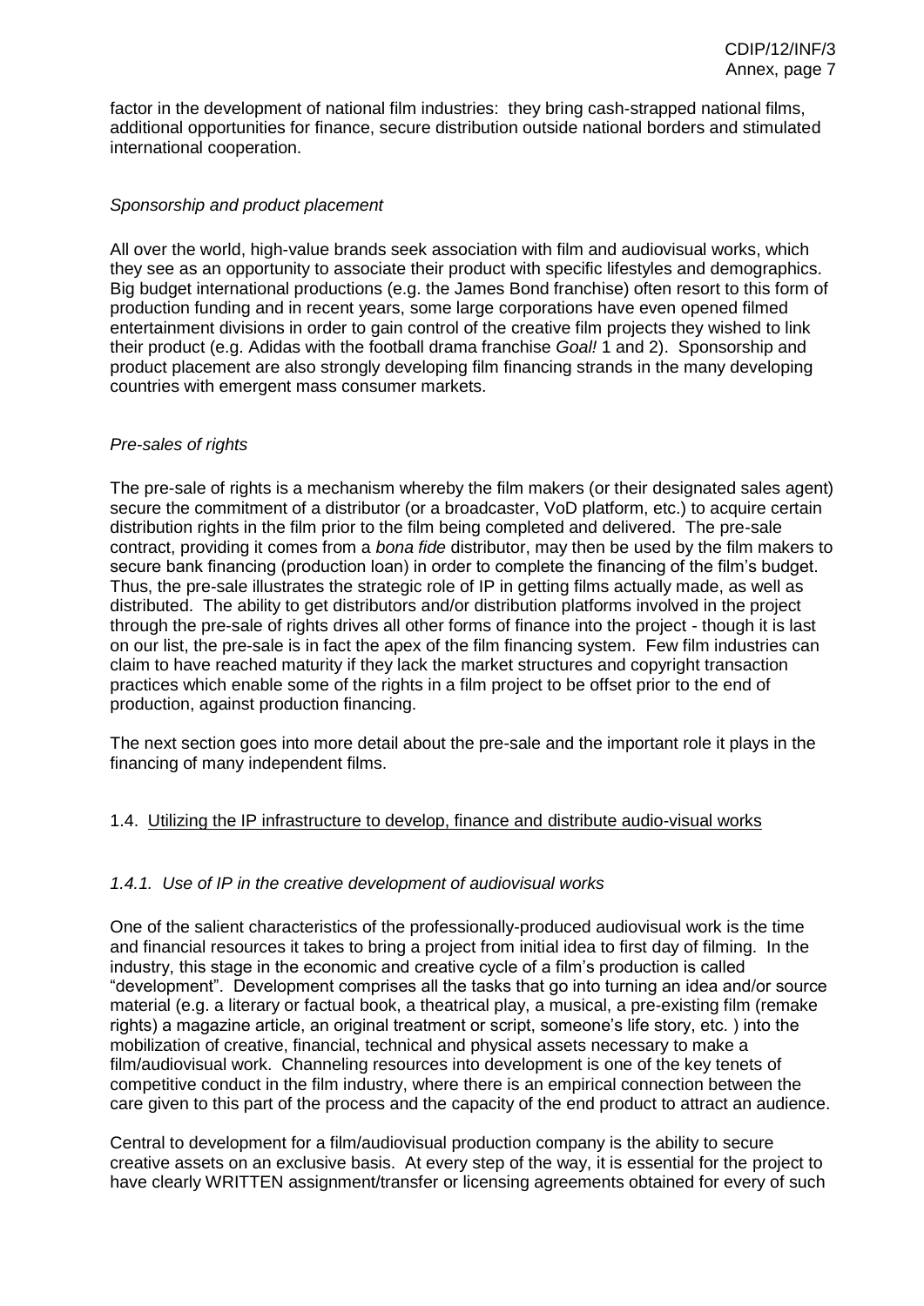factor in the development of national film industries: they bring cash-strapped national films, additional opportunities for finance, secure distribution outside national borders and stimulated international cooperation.

*Sponsorship and product placement*

All over the world, high-value brands seek association with film and audiovisual works, which they see as an opportunity to associate their product with specific lifestyles and demographics. Big budget international productions (e.g. the James Bond franchise) often resort to this form of production funding and in recent years, some large corporations have even opened filmed entertainment divisions in order to gain control of the creative film projects they wished to link their product (e.g. Adidas with the football drama franchise *Goal!* 1 and 2). Sponsorship and product placement are also strongly developing film financing strands in the many developing countries with emergent mass consumer markets.

*Pre-sales of rights*

The pre-sale of rights is a mechanism whereby the film makers (or their designated sales agent) secure the commitment of a distributor (or a broadcaster, VoD platform, etc.) to acquire certain distribution rights in the film prior to the film being completed and delivered. The pre-sale contract, providing it comes from a *bona fide* distributor, may then be used by the film makers to secure bank financing (production loan) in order to complete the financing of the film's budget. Thus, the pre-sale illustrates the strategic role of IP in getting films actually made, as well as distributed. The ability to get distributors and/or distribution platforms involved in the project through the pre-sale of rights drives all other forms of finance into the project - though it is last on our list, the pre-sale is in fact the apex of the film financing system. Few film industries can claim to have reached maturity if they lack the market structures and copyright transaction practices which enable some of the rights in a film project to be offset prior to the end of production, against production financing.

The next section goes into more detail about the pre-sale and the important role it plays in the financing of many independent films.

## 1.4. Utilizing the IP infrastructure to develop, finance and distribute audio-visual works

### *1.4.1. Use of IP in the creative development of audiovisual works*

One of the salient characteristics of the professionally-produced audiovisual work is the time and financial resources it takes to bring a project from initial idea to first day of filming. In the industry, this stage in the economic and creative cycle of a film's production is called "development". Development comprises all the tasks that go into turning an idea and/or source material (e.g. a literary or factual book, a theatrical play, a musical, a pre-existing film (remake rights) a magazine article, an original treatment or script, someone's life story, etc. ) into the mobilization of creative, financial, technical and physical assets necessary to make a film/audiovisual work. Channeling resources into development is one of the key tenets of competitive conduct in the film industry, where there is an empirical connection between the care given to this part of the process and the capacity of the end product to attract an audience.

Central to development for a film/audiovisual production company is the ability to secure creative assets on an exclusive basis. At every step of the way, it is essential for the project to have clearly WRITTEN assignment/transfer or licensing agreements obtained for every of such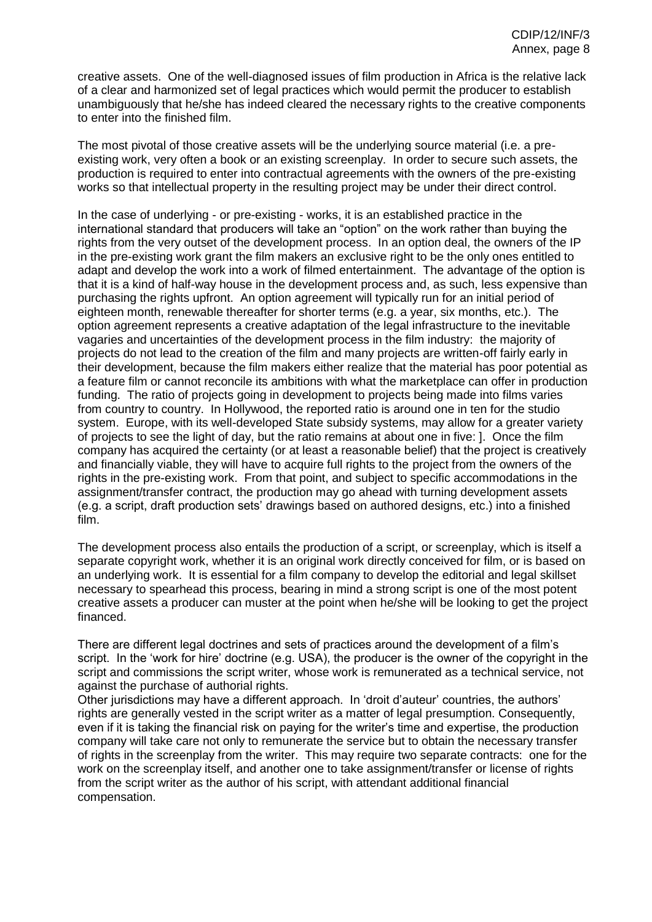creative assets. One of the well-diagnosed issues of film production in Africa is the relative lack of a clear and harmonized set of legal practices which would permit the producer to establish unambiguously that he/she has indeed cleared the necessary rights to the creative components to enter into the finished film.

The most pivotal of those creative assets will be the underlying source material (i.e. a pre-existing work, very often a book or an existing screenplay. In order to secure such assets, the production is required to enter into contractual agreements with the owners of the pre-existing works so that intellectual property in the resulting project may be under their direct control.

In the case of underlying - or pre-existing - works, it is an established practice in the international standard that producers will take an "option" on the work rather than buying the rights from the very outset of the development process. In an option deal, the owners of the IP in the pre-existing work grant the film makers an exclusive right to be the only ones entitled to adapt and develop the work into a work of filmed entertainment. The advantage of the option is that it is a kind of half-way house in the development process and, as such, less expensive than purchasing the rights upfront. An option agreement will typically run for an initial period of eighteen month, renewable thereafter for shorter terms (e.g. a year, six months, etc.). The option agreement represents a creative adaptation of the legal infrastructure to the inevitable vagaries and uncertainties of the development process in the film industry: the majority of projects do not lead to the creation of the film and many projects are written-off fairly early in their development, because the film makers either realize that the material has poor potential as a feature film or cannot reconcile its ambitions with what the marketplace can offer in production funding. The ratio of projects going in development to projects being made into films varies from country to country. In Hollywood, the reported ratio is around one in ten for the studio system. Europe, with its well-developed State subsidy systems, may allow for a greater variety of projects to see the light of day, but the ratio remains at about one in five: ]. Once the film company has acquired the certainty (or at least a reasonable belief) that the project is creatively and financially viable, they will have to acquire full rights to the project from the owners of the rights in the pre-existing work. From that point, and subject to specific accommodations in the assignment/transfer contract, the production may go ahead with turning development assets (e.g. a script, draft production sets' drawings based on authored designs, etc.) into a finished film.

The development process also entails the production of a script, or screenplay, which is itself a separate copyright work, whether it is an original work directly conceived for film, or is based on an underlying work. It is essential for a film company to develop the editorial and legal skillset necessary to spearhead this process, bearing in mind a strong script is one of the most potent creative assets a producer can muster at the point when he/she will be looking to get the project financed.

There are different legal doctrines and sets of practices around the development of a film's script. In the 'work for hire' doctrine (e.g. USA), the producer is the owner of the copyright in the script and commissions the script writer, whose work is remunerated as a technical service, not against the purchase of authorial rights.

Other jurisdictions may have a different approach. In 'droit d'auteur' countries, the authors' rights are generally vested in the script writer as a matter of legal presumption. Consequently, even if it is taking the financial risk on paying for the writer's time and expertise, the production company will take care not only to remunerate the service but to obtain the necessary transfer of rights in the screenplay from the writer. This may require two separate contracts: one for the work on the screenplay itself, and another one to take assignment/transfer or license of rights from the script writer as the author of his script, with attendant additional financial compensation.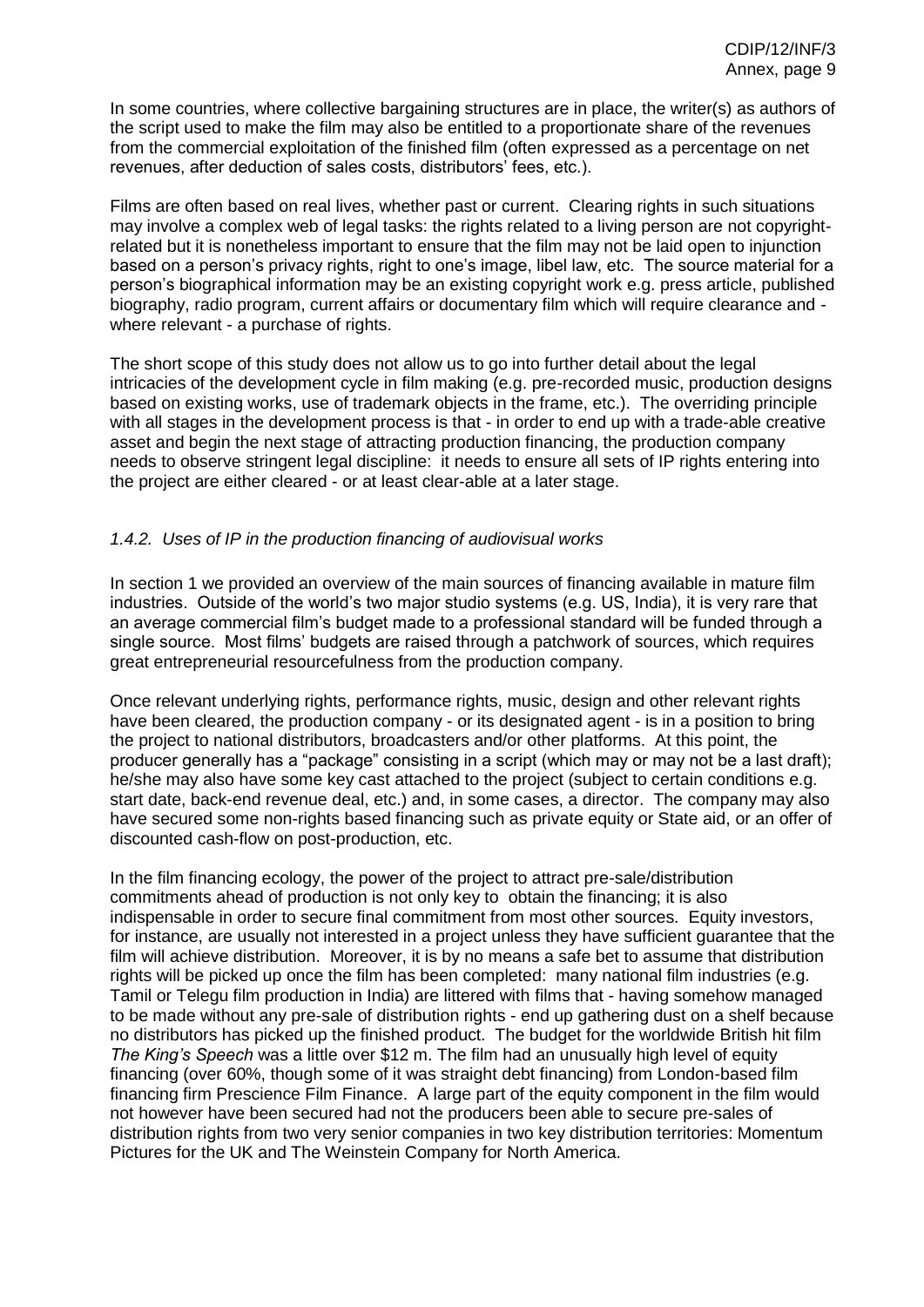In some countries, where collective bargaining structures are in place, the writer(s) as authors of the script used to make the film may also be entitled to a proportionate share of the revenues from the commercial exploitation of the finished film (often expressed as a percentage on net revenues, after deduction of sales costs, distributors' fees, etc.).

Films are often based on real lives, whether past or current. Clearing rights in such situations may involve a complex web of legal tasks: the rights related to a living person are not copyright-related but it is nonetheless important to ensure that the film may not be laid open to injunction based on a person's privacy rights, right to one's image, libel law, etc. The source material for a person's biographical information may be an existing copyright work e.g. press article, published biography, radio program, current affairs or documentary film which will require clearance and - where relevant - a purchase of rights.

The short scope of this study does not allow us to go into further detail about the legal intricacies of the development cycle in film making (e.g. pre-recorded music, production designs based on existing works, use of trademark objects in the frame, etc.). The overriding principle with all stages in the development process is that - in order to end up with a trade-able creative asset and begin the next stage of attracting production financing, the production company needs to observe stringent legal discipline: it needs to ensure all sets of IP rights entering into the project are either cleared - or at least clear-able at a later stage.

### *1.4.2. Uses of IP in the production financing of audiovisual works*

In section 1 we provided an overview of the main sources of financing available in mature film industries. Outside of the world's two major studio systems (e.g. US, India), it is very rare that an average commercial film's budget made to a professional standard will be funded through a single source. Most films' budgets are raised through a patchwork of sources, which requires great entrepreneurial resourcefulness from the production company.

Once relevant underlying rights, performance rights, music, design and other relevant rights have been cleared, the production company - or its designated agent - is in a position to bring the project to national distributors, broadcasters and/or other platforms. At this point, the producer generally has a "package" consisting in a script (which may or may not be a last draft); he/she may also have some key cast attached to the project (subject to certain conditions e.g. start date, back-end revenue deal, etc.) and, in some cases, a director. The company may also have secured some non-rights based financing such as private equity or State aid, or an offer of discounted cash-flow on post-production, etc.

In the film financing ecology, the power of the project to attract pre-sale/distribution commitments ahead of production is not only key to obtain the financing; it is also indispensable in order to secure final commitment from most other sources. Equity investors, for instance, are usually not interested in a project unless they have sufficient guarantee that the film will achieve distribution. Moreover, it is by no means a safe bet to assume that distribution rights will be picked up once the film has been completed: many national film industries (e.g. Tamil or Telegu film production in India) are littered with films that - having somehow managed to be made without any pre-sale of distribution rights - end up gathering dust on a shelf because no distributors has picked up the finished product. The budget for the worldwide British hit film *The King's Speech* was a little over $12 m. The film had an unusually high level of equity financing (over 60%, though some of it was straight debt financing) from London-based film financing firm Prescience Film Finance. A large part of the equity component in the film would not however have been secured had not the producers been able to secure pre-sales of distribution rights from two very senior companies in two key distribution territories: Momentum Pictures for the UK and The Weinstein Company for North America.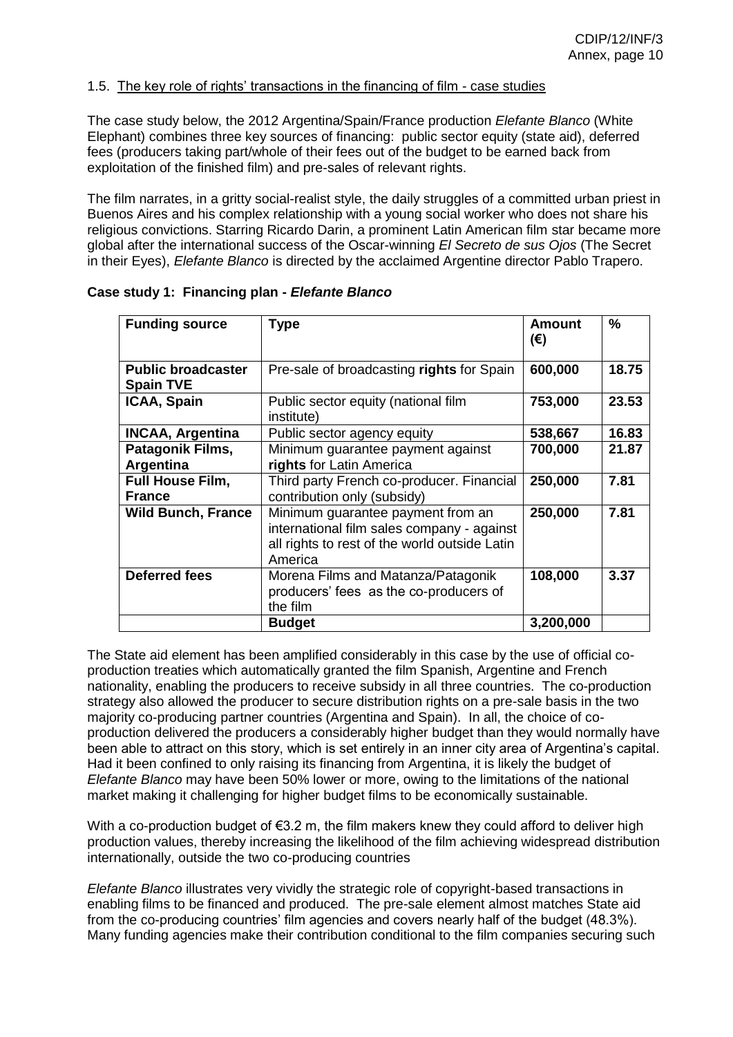#### 1.5. The key role of rights' transactions in the financing of film - case studies

The case study below, the 2012 Argentina/Spain/France production *Elefante Blanco* (White Elephant) combines three key sources of financing: public sector equity (state aid), deferred fees (producers taking part/whole of their fees out of the budget to be earned back from exploitation of the finished film) and pre-sales of relevant rights.

The film narrates, in a gritty social-realist style, the daily struggles of a committed urban priest in Buenos Aires and his complex relationship with a young social worker who does not share his religious convictions. Starring Ricardo Darin, a prominent Latin American film star became more global after the international success of the Oscar-winning *El Secreto de sus Ojos* (The Secret in their Eyes), *Elefante Blanco* is directed by the acclaimed Argentine director Pablo Trapero.

**Case study 1: Financing plan - *Elefante Blanco***

| Funding source | Type | Amount (€) | % |
|---|---|---|---|
| **Public broadcaster Spain TVE** | Pre-sale of broadcasting **rights** for Spain | **600,000** | **18.75** |
| **ICAA, Spain** | Public sector equity (national film institute) | **753,000** | **23.53** |
| **INCAA, Argentina** | Public sector agency equity | **538,667** | **16.83** |
| **Patagonik Films, Argentina** | Minimum guarantee payment against **rights** for Latin America | **700,000** | **21.87** |
| **Full House Film, France** | Third party French co-producer. Financial contribution only (subsidy) | **250,000** | **7.81** |
| **Wild Bunch, France** | Minimum guarantee payment from an international film sales company - against all rights to rest of the world outside Latin America | **250,000** | **7.81** |
| **Deferred fees** | Morena Films and Matanza/Patagonik producers' fees as the co-producers of the film | **108,000** | **3.37** |
| | **Budget** | **3,200,000** | |

The State aid element has been amplified considerably in this case by the use of official co-production treaties which automatically granted the film Spanish, Argentine and French nationality, enabling the producers to receive subsidy in all three countries. The co-production strategy also allowed the producer to secure distribution rights on a pre-sale basis in the two majority co-producing partner countries (Argentina and Spain). In all, the choice of co-production delivered the producers a considerably higher budget than they would normally have been able to attract on this story, which is set entirely in an inner city area of Argentina's capital. Had it been confined to only raising its financing from Argentina, it is likely the budget of *Elefante Blanco* may have been 50% lower or more, owing to the limitations of the national market making it challenging for higher budget films to be economically sustainable.

With a co-production budget of €3.2 m, the film makers knew they could afford to deliver high production values, thereby increasing the likelihood of the film achieving widespread distribution internationally, outside the two co-producing countries

*Elefante Blanco* illustrates very vividly the strategic role of copyright-based transactions in enabling films to be financed and produced. The pre-sale element almost matches State aid from the co-producing countries' film agencies and covers nearly half of the budget (48.3%). Many funding agencies make their contribution conditional to the film companies securing such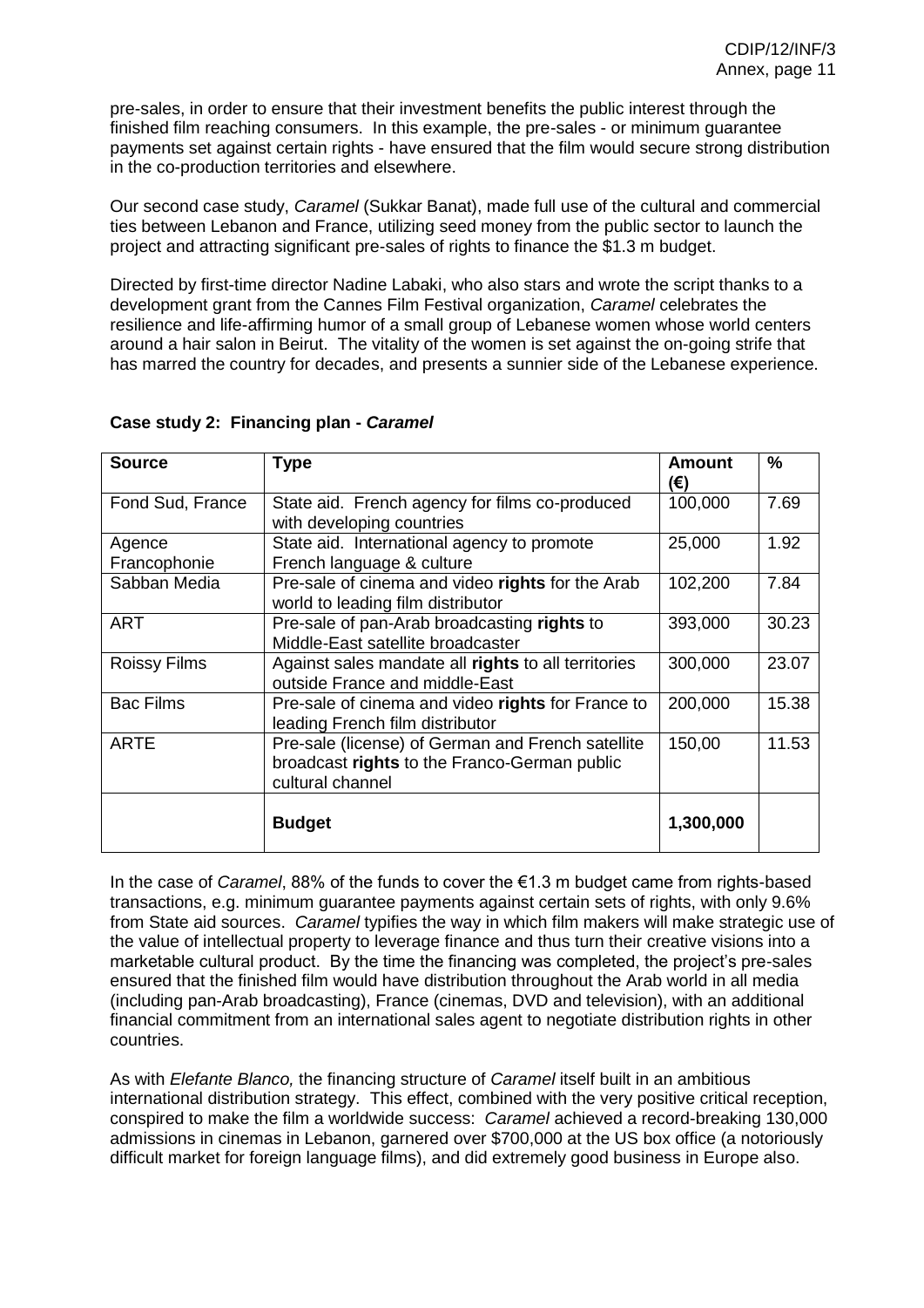pre-sales, in order to ensure that their investment benefits the public interest through the finished film reaching consumers. In this example, the pre-sales - or minimum guarantee payments set against certain rights - have ensured that the film would secure strong distribution in the co-production territories and elsewhere.

Our second case study, *Caramel* (Sukkar Banat), made full use of the cultural and commercial ties between Lebanon and France, utilizing seed money from the public sector to launch the project and attracting significant pre-sales of rights to finance the $1.3 m budget.

Directed by first-time director Nadine Labaki, who also stars and wrote the script thanks to a development grant from the Cannes Film Festival organization, *Caramel* celebrates the resilience and life-affirming humor of a small group of Lebanese women whose world centers around a hair salon in Beirut. The vitality of the women is set against the on-going strife that has marred the country for decades, and presents a sunnier side of the Lebanese experience.

**Case study 2: Financing plan - *Caramel***

| Source | Type | Amount (€) | % |
|---|---|---|---|
| Fond Sud, France | State aid. French agency for films co-produced with developing countries | 100,000 | 7.69 |
| Agence Francophonie | State aid. International agency to promote French language & culture | 25,000 | 1.92 |
| Sabban Media | Pre-sale of cinema and video **rights** for the Arab world to leading film distributor | 102,200 | 7.84 |
| ART | Pre-sale of pan-Arab broadcasting **rights** to Middle-East satellite broadcaster | 393,000 | 30.23 |
| Roissy Films | Against sales mandate all **rights** to all territories outside France and middle-East | 300,000 | 23.07 |
| Bac Films | Pre-sale of cinema and video **rights** for France to leading French film distributor | 200,000 | 15.38 |
| ARTE | Pre-sale (license) of German and French satellite broadcast **rights** to the Franco-German public cultural channel | 150,00 | 11.53 |
| | **Budget** | **1,300,000** | |

In the case of *Caramel*, 88% of the funds to cover the €1.3 m budget came from rights-based transactions, e.g. minimum guarantee payments against certain sets of rights, with only 9.6% from State aid sources. *Caramel* typifies the way in which film makers will make strategic use of the value of intellectual property to leverage finance and thus turn their creative visions into a marketable cultural product. By the time the financing was completed, the project's pre-sales ensured that the finished film would have distribution throughout the Arab world in all media (including pan-Arab broadcasting), France (cinemas, DVD and television), with an additional financial commitment from an international sales agent to negotiate distribution rights in other countries.

As with *Elefante Blanco,* the financing structure of *Caramel* itself built in an ambitious international distribution strategy. This effect, combined with the very positive critical reception, conspired to make the film a worldwide success: *Caramel* achieved a record-breaking 130,000 admissions in cinemas in Lebanon, garnered over $700,000 at the US box office (a notoriously difficult market for foreign language films), and did extremely good business in Europe also.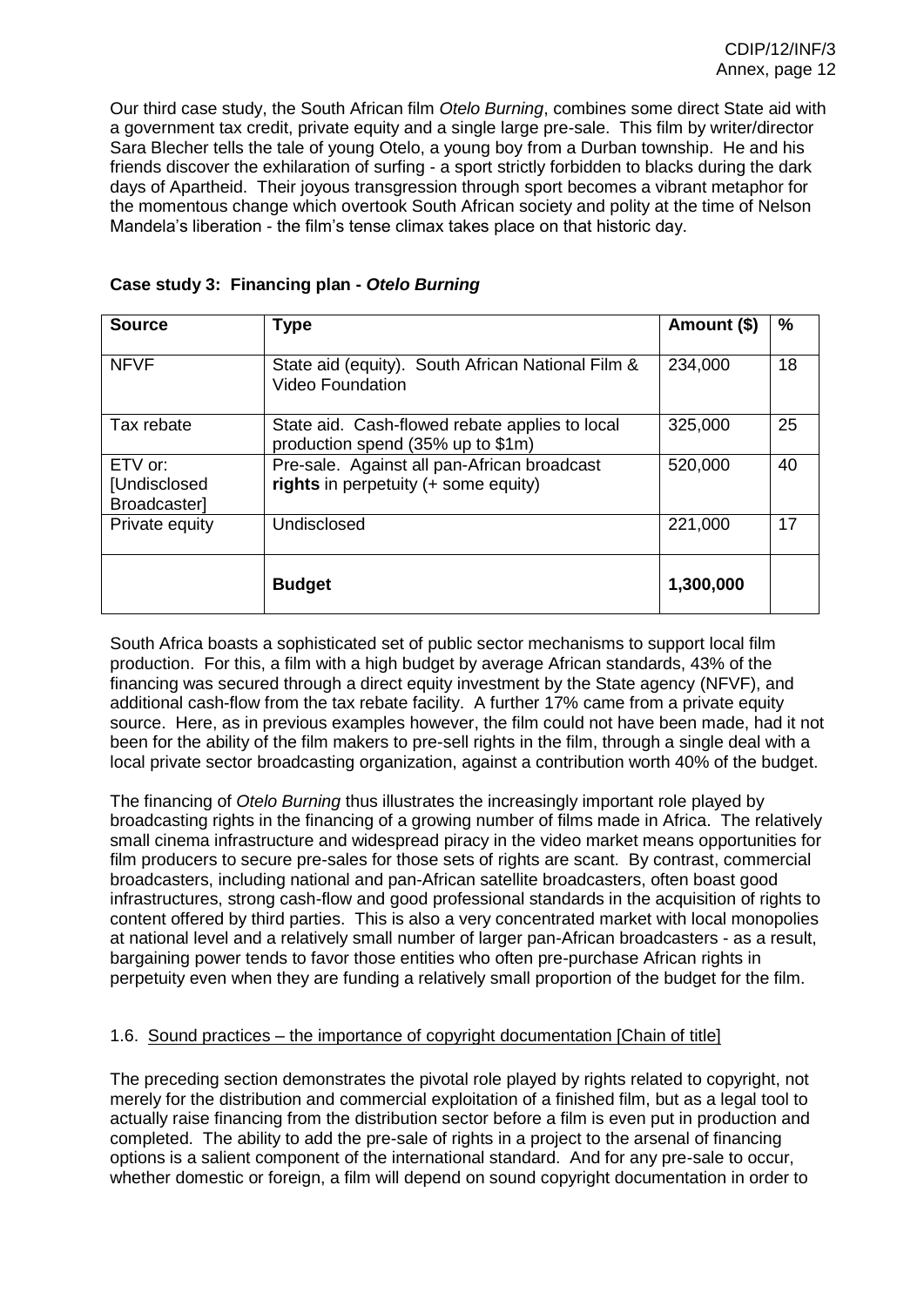Our third case study, the South African film *Otelo Burning*, combines some direct State aid with a government tax credit, private equity and a single large pre-sale. This film by writer/director Sara Blecher tells the tale of young Otelo, a young boy from a Durban township. He and his friends discover the exhilaration of surfing - a sport strictly forbidden to blacks during the dark days of Apartheid. Their joyous transgression through sport becomes a vibrant metaphor for the momentous change which overtook South African society and polity at the time of Nelson Mandela's liberation - the film's tense climax takes place on that historic day.

**Case study 3: Financing plan - *Otelo Burning***

| Source | Type | Amount ($) | % |
|---|---|---|---|
| NFVF | State aid (equity). South African National Film & Video Foundation | 234,000 | 18 |
| Tax rebate | State aid. Cash-flowed rebate applies to local production spend (35% up to $1m) | 325,000 | 25 |
| ETV or: [Undisclosed Broadcaster] | Pre-sale. Against all pan-African broadcast **rights** in perpetuity (+ some equity) | 520,000 | 40 |
| Private equity | Undisclosed | 221,000 | 17 |
| | **Budget** | **1,300,000** | |

South Africa boasts a sophisticated set of public sector mechanisms to support local film production. For this, a film with a high budget by average African standards, 43% of the financing was secured through a direct equity investment by the State agency (NFVF), and additional cash-flow from the tax rebate facility. A further 17% came from a private equity source. Here, as in previous examples however, the film could not have been made, had it not been for the ability of the film makers to pre-sell rights in the film, through a single deal with a local private sector broadcasting organization, against a contribution worth 40% of the budget.

The financing of *Otelo Burning* thus illustrates the increasingly important role played by broadcasting rights in the financing of a growing number of films made in Africa. The relatively small cinema infrastructure and widespread piracy in the video market means opportunities for film producers to secure pre-sales for those sets of rights are scant. By contrast, commercial broadcasters, including national and pan-African satellite broadcasters, often boast good infrastructures, strong cash-flow and good professional standards in the acquisition of rights to content offered by third parties. This is also a very concentrated market with local monopolies at national level and a relatively small number of larger pan-African broadcasters - as a result, bargaining power tends to favor those entities who often pre-purchase African rights in perpetuity even when they are funding a relatively small proportion of the budget for the film.

### 1.6. Sound practices – the importance of copyright documentation [Chain of title]

The preceding section demonstrates the pivotal role played by rights related to copyright, not merely for the distribution and commercial exploitation of a finished film, but as a legal tool to actually raise financing from the distribution sector before a film is even put in production and completed. The ability to add the pre-sale of rights in a project to the arsenal of financing options is a salient component of the international standard. And for any pre-sale to occur, whether domestic or foreign, a film will depend on sound copyright documentation in order to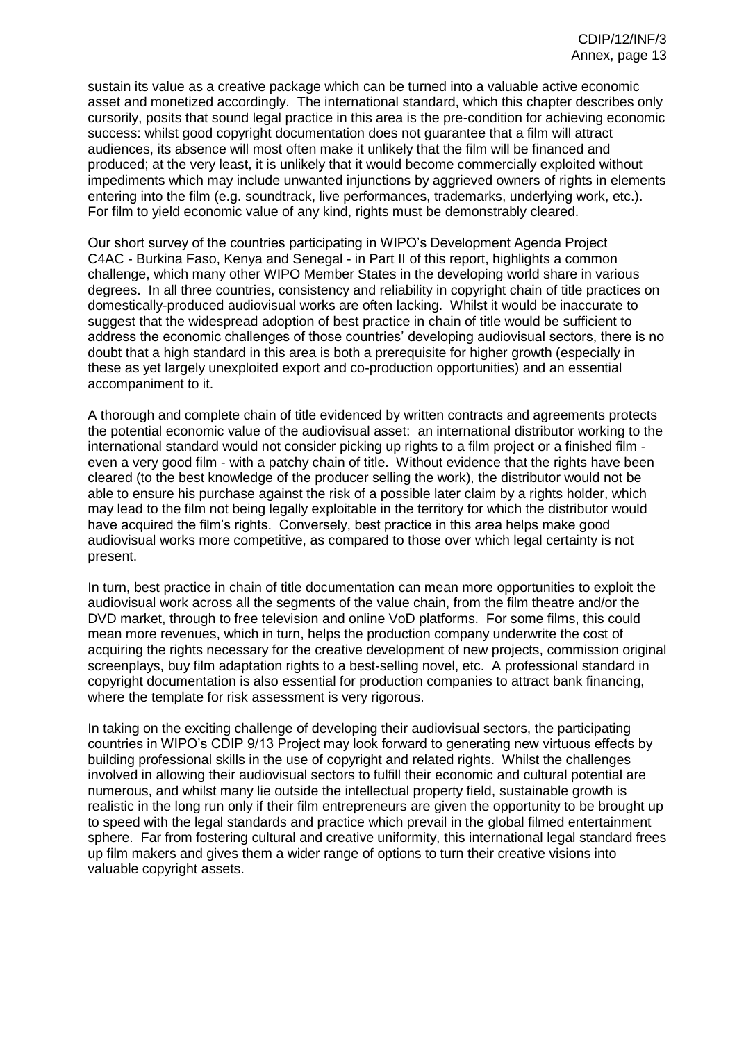sustain its value as a creative package which can be turned into a valuable active economic asset and monetized accordingly. The international standard, which this chapter describes only cursorily, posits that sound legal practice in this area is the pre-condition for achieving economic success: whilst good copyright documentation does not guarantee that a film will attract audiences, its absence will most often make it unlikely that the film will be financed and produced; at the very least, it is unlikely that it would become commercially exploited without impediments which may include unwanted injunctions by aggrieved owners of rights in elements entering into the film (e.g. soundtrack, live performances, trademarks, underlying work, etc.). For film to yield economic value of any kind, rights must be demonstrably cleared.

Our short survey of the countries participating in WIPO's Development Agenda Project C4AC - Burkina Faso, Kenya and Senegal - in Part II of this report, highlights a common challenge, which many other WIPO Member States in the developing world share in various degrees. In all three countries, consistency and reliability in copyright chain of title practices on domestically-produced audiovisual works are often lacking. Whilst it would be inaccurate to suggest that the widespread adoption of best practice in chain of title would be sufficient to address the economic challenges of those countries' developing audiovisual sectors, there is no doubt that a high standard in this area is both a prerequisite for higher growth (especially in these as yet largely unexploited export and co-production opportunities) and an essential accompaniment to it.

A thorough and complete chain of title evidenced by written contracts and agreements protects the potential economic value of the audiovisual asset: an international distributor working to the international standard would not consider picking up rights to a film project or a finished film - even a very good film - with a patchy chain of title. Without evidence that the rights have been cleared (to the best knowledge of the producer selling the work), the distributor would not be able to ensure his purchase against the risk of a possible later claim by a rights holder, which may lead to the film not being legally exploitable in the territory for which the distributor would have acquired the film's rights. Conversely, best practice in this area helps make good audiovisual works more competitive, as compared to those over which legal certainty is not present.

In turn, best practice in chain of title documentation can mean more opportunities to exploit the audiovisual work across all the segments of the value chain, from the film theatre and/or the DVD market, through to free television and online VoD platforms. For some films, this could mean more revenues, which in turn, helps the production company underwrite the cost of acquiring the rights necessary for the creative development of new projects, commission original screenplays, buy film adaptation rights to a best-selling novel, etc. A professional standard in copyright documentation is also essential for production companies to attract bank financing, where the template for risk assessment is very rigorous.

In taking on the exciting challenge of developing their audiovisual sectors, the participating countries in WIPO's CDIP 9/13 Project may look forward to generating new virtuous effects by building professional skills in the use of copyright and related rights. Whilst the challenges involved in allowing their audiovisual sectors to fulfill their economic and cultural potential are numerous, and whilst many lie outside the intellectual property field, sustainable growth is realistic in the long run only if their film entrepreneurs are given the opportunity to be brought up to speed with the legal standards and practice which prevail in the global filmed entertainment sphere. Far from fostering cultural and creative uniformity, this international legal standard frees up film makers and gives them a wider range of options to turn their creative visions into valuable copyright assets.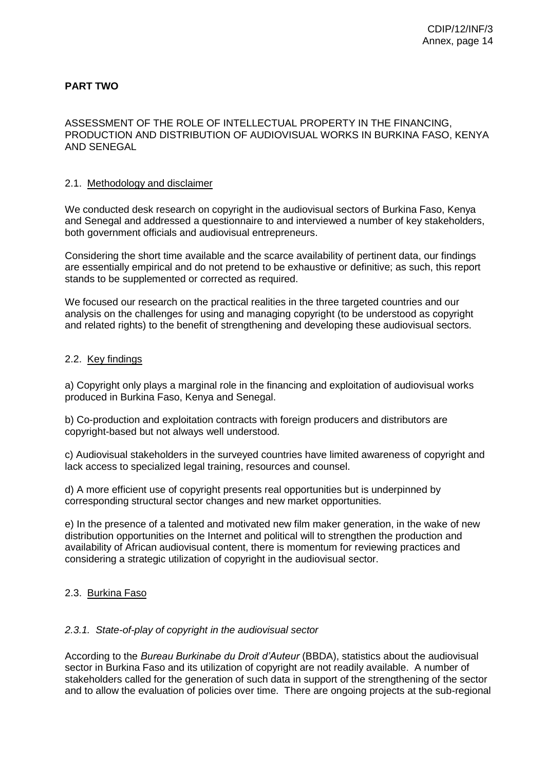## PART TWO

ASSESSMENT OF THE ROLE OF INTELLECTUAL PROPERTY IN THE FINANCING, PRODUCTION AND DISTRIBUTION OF AUDIOVISUAL WORKS IN BURKINA FASO, KENYA AND SENEGAL

### 2.1. Methodology and disclaimer

We conducted desk research on copyright in the audiovisual sectors of Burkina Faso, Kenya and Senegal and addressed a questionnaire to and interviewed a number of key stakeholders, both government officials and audiovisual entrepreneurs.

Considering the short time available and the scarce availability of pertinent data, our findings are essentially empirical and do not pretend to be exhaustive or definitive; as such, this report stands to be supplemented or corrected as required.

We focused our research on the practical realities in the three targeted countries and our analysis on the challenges for using and managing copyright (to be understood as copyright and related rights) to the benefit of strengthening and developing these audiovisual sectors.

### 2.2. Key findings

a) Copyright only plays a marginal role in the financing and exploitation of audiovisual works produced in Burkina Faso, Kenya and Senegal.

b) Co-production and exploitation contracts with foreign producers and distributors are copyright-based but not always well understood.

c) Audiovisual stakeholders in the surveyed countries have limited awareness of copyright and lack access to specialized legal training, resources and counsel.

d) A more efficient use of copyright presents real opportunities but is underpinned by corresponding structural sector changes and new market opportunities.

e) In the presence of a talented and motivated new film maker generation, in the wake of new distribution opportunities on the Internet and political will to strengthen the production and availability of African audiovisual content, there is momentum for reviewing practices and considering a strategic utilization of copyright in the audiovisual sector.

### 2.3. Burkina Faso

#### *2.3.1. State-of-play of copyright in the audiovisual sector*

According to the *Bureau Burkinabe du Droit d'Auteur* (BBDA), statistics about the audiovisual sector in Burkina Faso and its utilization of copyright are not readily available. A number of stakeholders called for the generation of such data in support of the strengthening of the sector and to allow the evaluation of policies over time. There are ongoing projects at the sub-regional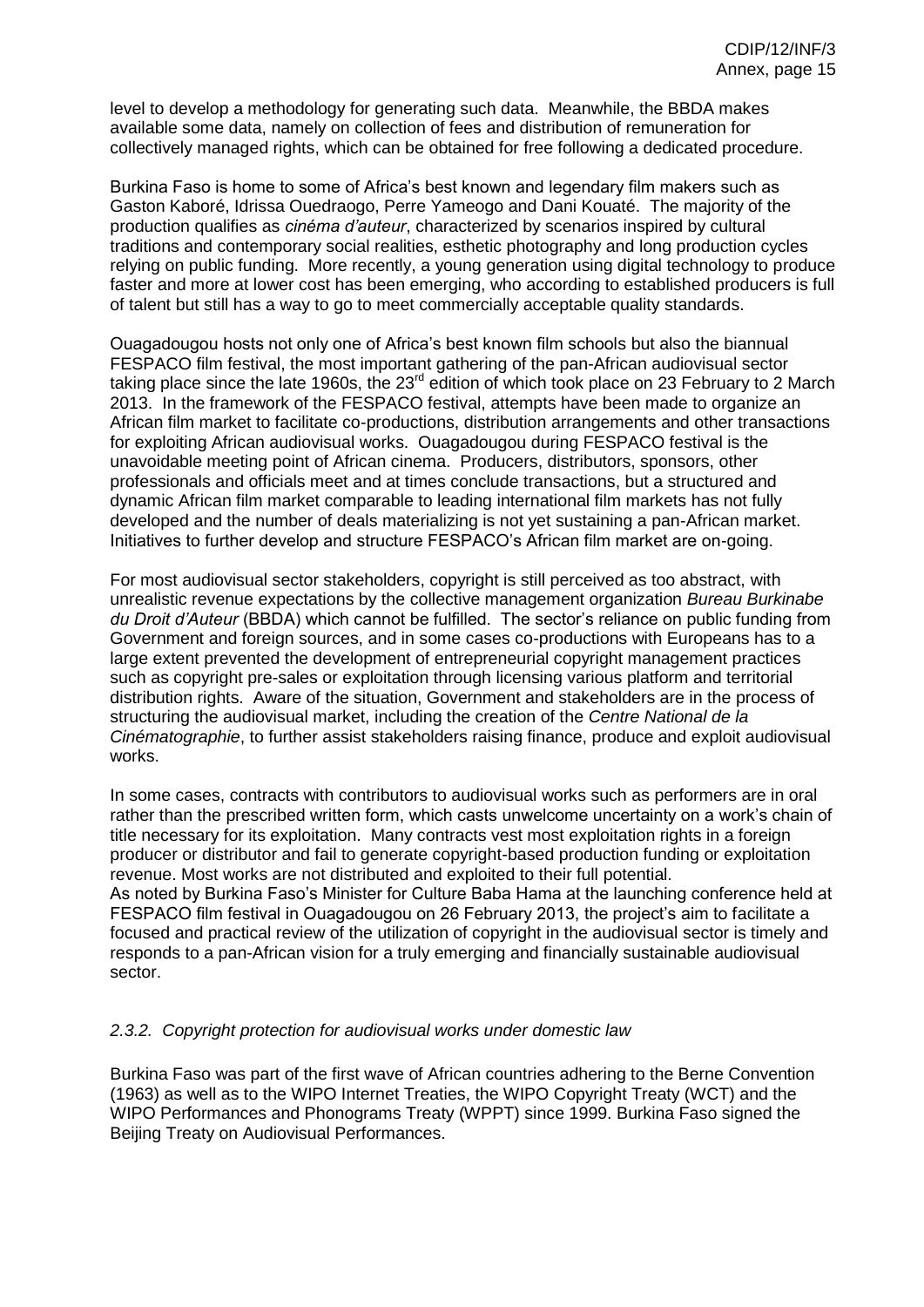level to develop a methodology for generating such data. Meanwhile, the BBDA makes available some data, namely on collection of fees and distribution of remuneration for collectively managed rights, which can be obtained for free following a dedicated procedure.

Burkina Faso is home to some of Africa's best known and legendary film makers such as Gaston Kaboré, Idrissa Ouedraogo, Perre Yameogo and Dani Kouaté. The majority of the production qualifies as *cinéma d'auteur*, characterized by scenarios inspired by cultural traditions and contemporary social realities, esthetic photography and long production cycles relying on public funding. More recently, a young generation using digital technology to produce faster and more at lower cost has been emerging, who according to established producers is full of talent but still has a way to go to meet commercially acceptable quality standards.

Ouagadougou hosts not only one of Africa's best known film schools but also the biannual FESPACO film festival, the most important gathering of the pan-African audiovisual sector taking place since the late 1960s, the 23rd edition of which took place on 23 February to 2 March 2013. In the framework of the FESPACO festival, attempts have been made to organize an African film market to facilitate co-productions, distribution arrangements and other transactions for exploiting African audiovisual works. Ouagadougou during FESPACO festival is the unavoidable meeting point of African cinema. Producers, distributors, sponsors, other professionals and officials meet and at times conclude transactions, but a structured and dynamic African film market comparable to leading international film markets has not fully developed and the number of deals materializing is not yet sustaining a pan-African market. Initiatives to further develop and structure FESPACO's African film market are on-going.

For most audiovisual sector stakeholders, copyright is still perceived as too abstract, with unrealistic revenue expectations by the collective management organization *Bureau Burkinabe du Droit d'Auteur* (BBDA) which cannot be fulfilled. The sector's reliance on public funding from Government and foreign sources, and in some cases co-productions with Europeans has to a large extent prevented the development of entrepreneurial copyright management practices such as copyright pre-sales or exploitation through licensing various platform and territorial distribution rights. Aware of the situation, Government and stakeholders are in the process of structuring the audiovisual market, including the creation of the *Centre National de la Cinématographie*, to further assist stakeholders raising finance, produce and exploit audiovisual works.

In some cases, contracts with contributors to audiovisual works such as performers are in oral rather than the prescribed written form, which casts unwelcome uncertainty on a work's chain of title necessary for its exploitation. Many contracts vest most exploitation rights in a foreign producer or distributor and fail to generate copyright-based production funding or exploitation revenue. Most works are not distributed and exploited to their full potential.

As noted by Burkina Faso's Minister for Culture Baba Hama at the launching conference held at FESPACO film festival in Ouagadougou on 26 February 2013, the project's aim to facilitate a focused and practical review of the utilization of copyright in the audiovisual sector is timely and responds to a pan-African vision for a truly emerging and financially sustainable audiovisual sector.

### *2.3.2. Copyright protection for audiovisual works under domestic law*

Burkina Faso was part of the first wave of African countries adhering to the Berne Convention (1963) as well as to the WIPO Internet Treaties, the WIPO Copyright Treaty (WCT) and the WIPO Performances and Phonograms Treaty (WPPT) since 1999. Burkina Faso signed the Beijing Treaty on Audiovisual Performances.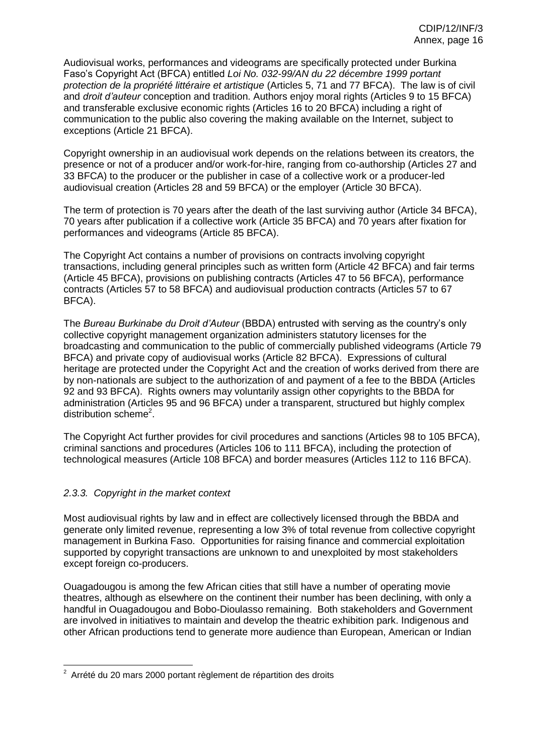Audiovisual works, performances and videograms are specifically protected under Burkina Faso's Copyright Act (BFCA) entitled *Loi No. 032-99/AN du 22 décembre 1999 portant protection de la propriété littéraire et artistique* (Articles 5, 71 and 77 BFCA). The law is of civil and *droit d'auteur* conception and tradition. Authors enjoy moral rights (Articles 9 to 15 BFCA) and transferable exclusive economic rights (Articles 16 to 20 BFCA) including a right of communication to the public also covering the making available on the Internet, subject to exceptions (Article 21 BFCA).

Copyright ownership in an audiovisual work depends on the relations between its creators, the presence or not of a producer and/or work-for-hire, ranging from co-authorship (Articles 27 and 33 BFCA) to the producer or the publisher in case of a collective work or a producer-led audiovisual creation (Articles 28 and 59 BFCA) or the employer (Article 30 BFCA).

The term of protection is 70 years after the death of the last surviving author (Article 34 BFCA), 70 years after publication if a collective work (Article 35 BFCA) and 70 years after fixation for performances and videograms (Article 85 BFCA).

The Copyright Act contains a number of provisions on contracts involving copyright transactions, including general principles such as written form (Article 42 BFCA) and fair terms (Article 45 BFCA), provisions on publishing contracts (Articles 47 to 56 BFCA), performance contracts (Articles 57 to 58 BFCA) and audiovisual production contracts (Articles 57 to 67 BFCA).

The *Bureau Burkinabe du Droit d'Auteur* (BBDA) entrusted with serving as the country's only collective copyright management organization administers statutory licenses for the broadcasting and communication to the public of commercially published videograms (Article 79 BFCA) and private copy of audiovisual works (Article 82 BFCA). Expressions of cultural heritage are protected under the Copyright Act and the creation of works derived from there are by non-nationals are subject to the authorization of and payment of a fee to the BBDA (Articles 92 and 93 BFCA). Rights owners may voluntarily assign other copyrights to the BBDA for administration (Articles 95 and 96 BFCA) under a transparent, structured but highly complex distribution scheme[2].

The Copyright Act further provides for civil procedures and sanctions (Articles 98 to 105 BFCA), criminal sanctions and procedures (Articles 106 to 111 BFCA), including the protection of technological measures (Article 108 BFCA) and border measures (Articles 112 to 116 BFCA).

### *2.3.3. Copyright in the market context*

Most audiovisual rights by law and in effect are collectively licensed through the BBDA and generate only limited revenue, representing a low 3% of total revenue from collective copyright management in Burkina Faso. Opportunities for raising finance and commercial exploitation supported by copyright transactions are unknown to and unexploited by most stakeholders except foreign co-producers.

Ouagadougou is among the few African cities that still have a number of operating movie theatres, although as elsewhere on the continent their number has been declining, with only a handful in Ouagadougou and Bobo-Dioulasso remaining. Both stakeholders and Government are involved in initiatives to maintain and develop the theatric exhibition park. Indigenous and other African productions tend to generate more audience than European, American or Indian

[2] Arrété du 20 mars 2000 portant règlement de répartition des droits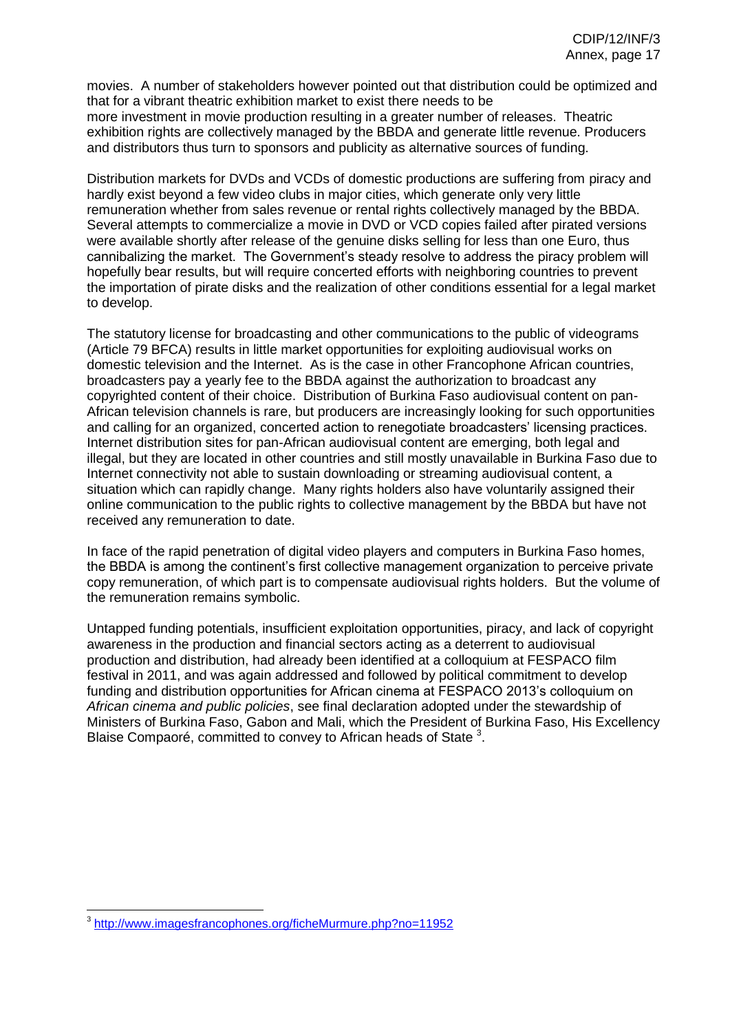movies. A number of stakeholders however pointed out that distribution could be optimized and that for a vibrant theatric exhibition market to exist there needs to be more investment in movie production resulting in a greater number of releases. Theatric exhibition rights are collectively managed by the BBDA and generate little revenue. Producers and distributors thus turn to sponsors and publicity as alternative sources of funding.

Distribution markets for DVDs and VCDs of domestic productions are suffering from piracy and hardly exist beyond a few video clubs in major cities, which generate only very little remuneration whether from sales revenue or rental rights collectively managed by the BBDA. Several attempts to commercialize a movie in DVD or VCD copies failed after pirated versions were available shortly after release of the genuine disks selling for less than one Euro, thus cannibalizing the market. The Government's steady resolve to address the piracy problem will hopefully bear results, but will require concerted efforts with neighboring countries to prevent the importation of pirate disks and the realization of other conditions essential for a legal market to develop.

The statutory license for broadcasting and other communications to the public of videograms (Article 79 BFCA) results in little market opportunities for exploiting audiovisual works on domestic television and the Internet. As is the case in other Francophone African countries, broadcasters pay a yearly fee to the BBDA against the authorization to broadcast any copyrighted content of their choice. Distribution of Burkina Faso audiovisual content on pan-African television channels is rare, but producers are increasingly looking for such opportunities and calling for an organized, concerted action to renegotiate broadcasters' licensing practices. Internet distribution sites for pan-African audiovisual content are emerging, both legal and illegal, but they are located in other countries and still mostly unavailable in Burkina Faso due to Internet connectivity not able to sustain downloading or streaming audiovisual content, a situation which can rapidly change. Many rights holders also have voluntarily assigned their online communication to the public rights to collective management by the BBDA but have not received any remuneration to date.

In face of the rapid penetration of digital video players and computers in Burkina Faso homes, the BBDA is among the continent's first collective management organization to perceive private copy remuneration, of which part is to compensate audiovisual rights holders. But the volume of the remuneration remains symbolic.

Untapped funding potentials, insufficient exploitation opportunities, piracy, and lack of copyright awareness in the production and financial sectors acting as a deterrent to audiovisual production and distribution, had already been identified at a colloquium at FESPACO film festival in 2011, and was again addressed and followed by political commitment to develop funding and distribution opportunities for African cinema at FESPACO 2013's colloquium on *African cinema and public policies*, see final declaration adopted under the stewardship of Ministers of Burkina Faso, Gabon and Mali, which the President of Burkina Faso, His Excellency Blaise Compaoré, committed to convey to African heads of State [3].

[3] http://www.imagesfrancophones.org/ficheMurmure.php?no=11952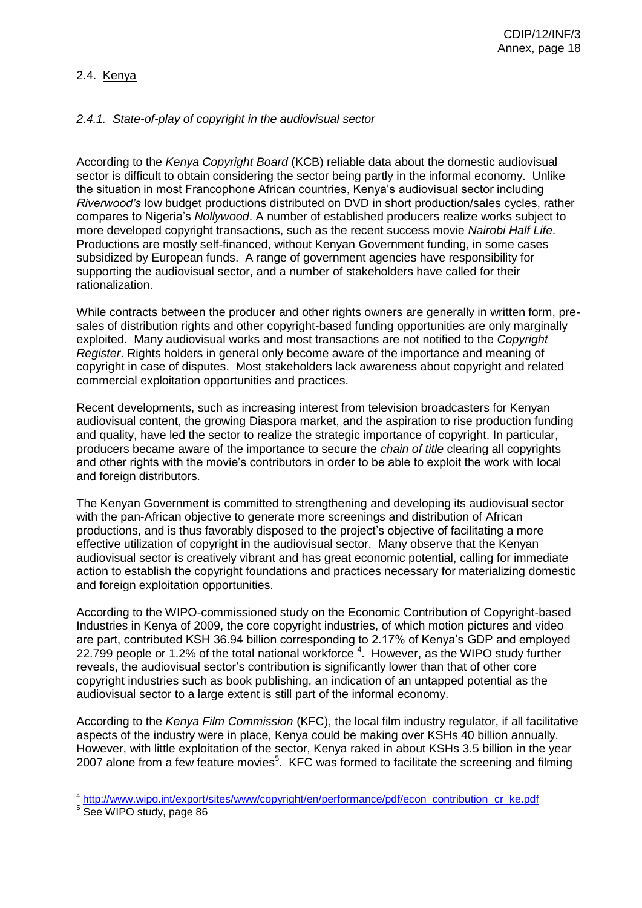## 2.4. Kenya

### *2.4.1. State-of-play of copyright in the audiovisual sector*

According to the *Kenya Copyright Board* (KCB) reliable data about the domestic audiovisual sector is difficult to obtain considering the sector being partly in the informal economy. Unlike the situation in most Francophone African countries, Kenya's audiovisual sector including *Riverwood's* low budget productions distributed on DVD in short production/sales cycles, rather compares to Nigeria's *Nollywood*. A number of established producers realize works subject to more developed copyright transactions, such as the recent success movie *Nairobi Half Life*. Productions are mostly self-financed, without Kenyan Government funding, in some cases subsidized by European funds. A range of government agencies have responsibility for supporting the audiovisual sector, and a number of stakeholders have called for their rationalization.

While contracts between the producer and other rights owners are generally in written form, pre-sales of distribution rights and other copyright-based funding opportunities are only marginally exploited. Many audiovisual works and most transactions are not notified to the *Copyright Register*. Rights holders in general only become aware of the importance and meaning of copyright in case of disputes. Most stakeholders lack awareness about copyright and related commercial exploitation opportunities and practices.

Recent developments, such as increasing interest from television broadcasters for Kenyan audiovisual content, the growing Diaspora market, and the aspiration to rise production funding and quality, have led the sector to realize the strategic importance of copyright. In particular, producers became aware of the importance to secure the *chain of title* clearing all copyrights and other rights with the movie's contributors in order to be able to exploit the work with local and foreign distributors.

The Kenyan Government is committed to strengthening and developing its audiovisual sector with the pan-African objective to generate more screenings and distribution of African productions, and is thus favorably disposed to the project's objective of facilitating a more effective utilization of copyright in the audiovisual sector. Many observe that the Kenyan audiovisual sector is creatively vibrant and has great economic potential, calling for immediate action to establish the copyright foundations and practices necessary for materializing domestic and foreign exploitation opportunities.

According to the WIPO-commissioned study on the Economic Contribution of Copyright-based Industries in Kenya of 2009, the core copyright industries, of which motion pictures and video are part, contributed KSH 36.94 billion corresponding to 2.17% of Kenya's GDP and employed 22.799 people or 1.2% of the total national workforce [4]. However, as the WIPO study further reveals, the audiovisual sector's contribution is significantly lower than that of other core copyright industries such as book publishing, an indication of an untapped potential as the audiovisual sector to a large extent is still part of the informal economy.

According to the *Kenya Film Commission* (KFC), the local film industry regulator, if all facilitative aspects of the industry were in place, Kenya could be making over KSHs 40 billion annually. However, with little exploitation of the sector, Kenya raked in about KSHs 3.5 billion in the year 2007 alone from a few feature movies[5]. KFC was formed to facilitate the screening and filming

---

[4] http://www.wipo.int/export/sites/www/copyright/en/performance/pdf/econ_contribution_cr_ke.pdf

[5] See WIPO study, page 86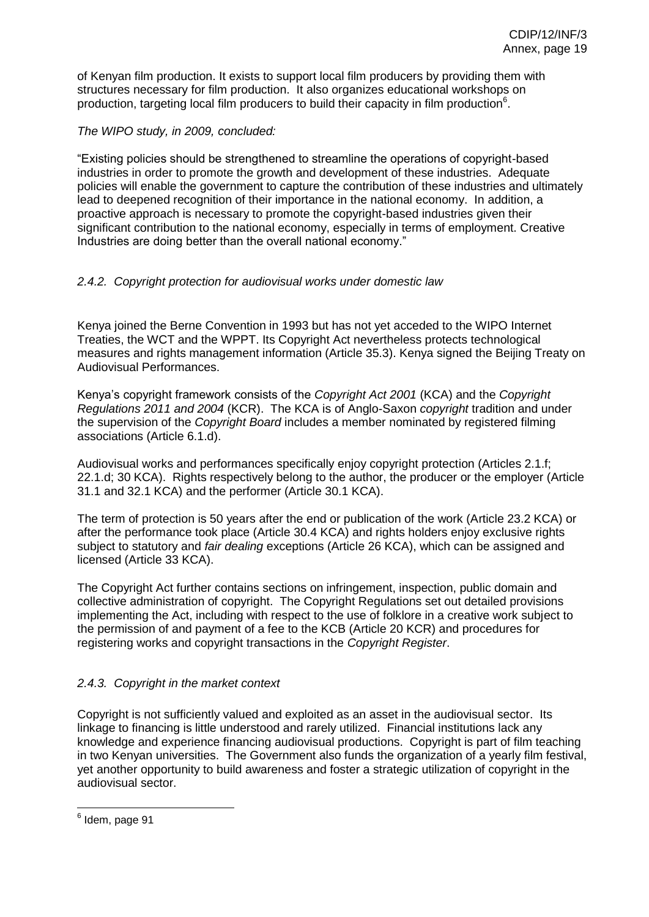of Kenyan film production. It exists to support local film producers by providing them with structures necessary for film production. It also organizes educational workshops on production, targeting local film producers to build their capacity in film production[6].

*The WIPO study, in 2009, concluded:*

"Existing policies should be strengthened to streamline the operations of copyright-based industries in order to promote the growth and development of these industries. Adequate policies will enable the government to capture the contribution of these industries and ultimately lead to deepened recognition of their importance in the national economy. In addition, a proactive approach is necessary to promote the copyright-based industries given their significant contribution to the national economy, especially in terms of employment. Creative Industries are doing better than the overall national economy."

### *2.4.2. Copyright protection for audiovisual works under domestic law*

Kenya joined the Berne Convention in 1993 but has not yet acceded to the WIPO Internet Treaties, the WCT and the WPPT. Its Copyright Act nevertheless protects technological measures and rights management information (Article 35.3). Kenya signed the Beijing Treaty on Audiovisual Performances.

Kenya's copyright framework consists of the *Copyright Act 2001* (KCA) and the *Copyright Regulations 2011 and 2004* (KCR). The KCA is of Anglo-Saxon *copyright* tradition and under the supervision of the *Copyright Board* includes a member nominated by registered filming associations (Article 6.1.d).

Audiovisual works and performances specifically enjoy copyright protection (Articles 2.1.f; 22.1.d; 30 KCA). Rights respectively belong to the author, the producer or the employer (Article 31.1 and 32.1 KCA) and the performer (Article 30.1 KCA).

The term of protection is 50 years after the end or publication of the work (Article 23.2 KCA) or after the performance took place (Article 30.4 KCA) and rights holders enjoy exclusive rights subject to statutory and *fair dealing* exceptions (Article 26 KCA), which can be assigned and licensed (Article 33 KCA).

The Copyright Act further contains sections on infringement, inspection, public domain and collective administration of copyright. The Copyright Regulations set out detailed provisions implementing the Act, including with respect to the use of folklore in a creative work subject to the permission of and payment of a fee to the KCB (Article 20 KCR) and procedures for registering works and copyright transactions in the *Copyright Register*.

### *2.4.3. Copyright in the market context*

Copyright is not sufficiently valued and exploited as an asset in the audiovisual sector. Its linkage to financing is little understood and rarely utilized. Financial institutions lack any knowledge and experience financing audiovisual productions. Copyright is part of film teaching in two Kenyan universities. The Government also funds the organization of a yearly film festival, yet another opportunity to build awareness and foster a strategic utilization of copyright in the audiovisual sector.

---

[6] Idem, page 91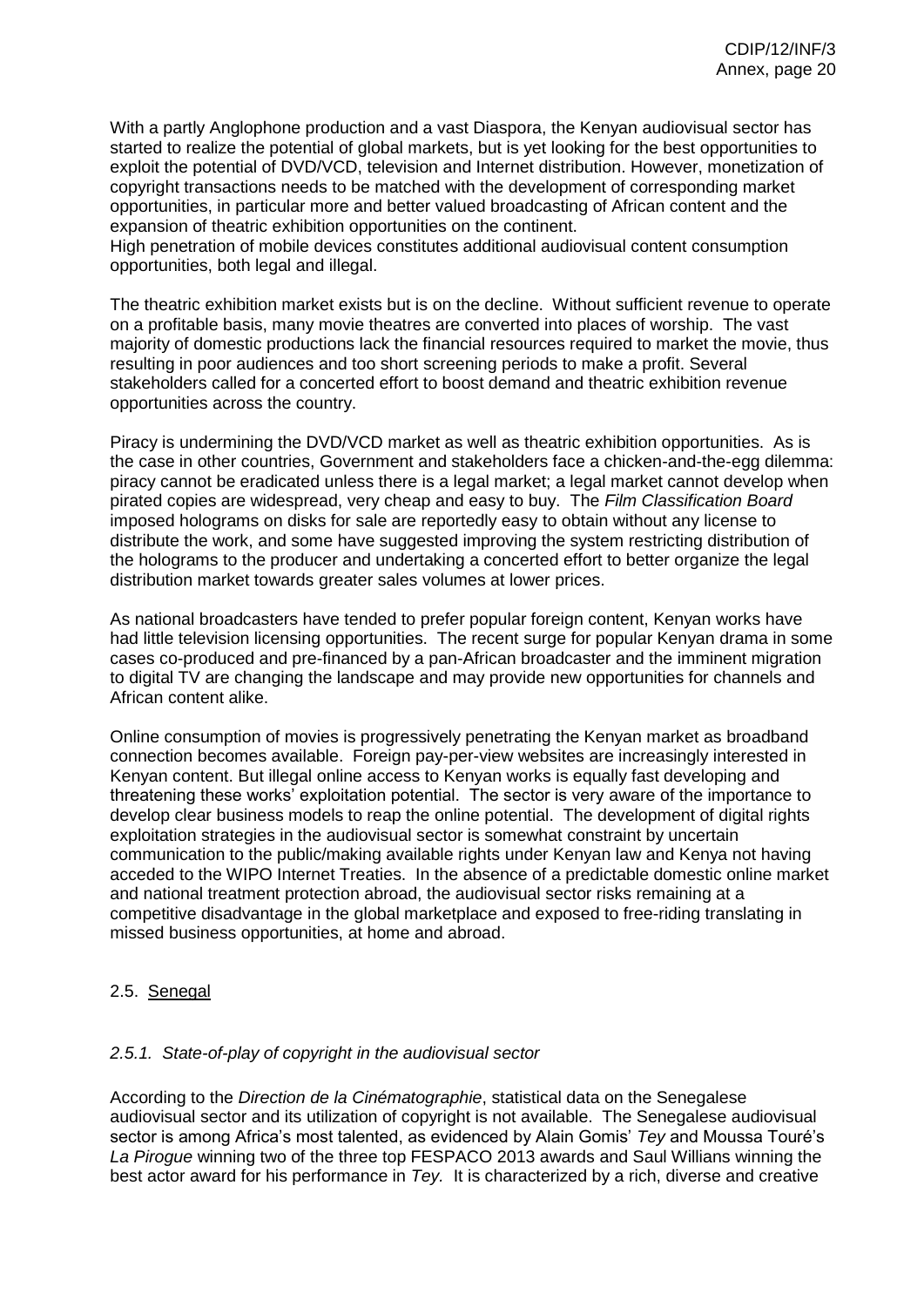With a partly Anglophone production and a vast Diaspora, the Kenyan audiovisual sector has started to realize the potential of global markets, but is yet looking for the best opportunities to exploit the potential of DVD/VCD, television and Internet distribution. However, monetization of copyright transactions needs to be matched with the development of corresponding market opportunities, in particular more and better valued broadcasting of African content and the expansion of theatric exhibition opportunities on the continent.
High penetration of mobile devices constitutes additional audiovisual content consumption opportunities, both legal and illegal.

The theatric exhibition market exists but is on the decline. Without sufficient revenue to operate on a profitable basis, many movie theatres are converted into places of worship. The vast majority of domestic productions lack the financial resources required to market the movie, thus resulting in poor audiences and too short screening periods to make a profit. Several stakeholders called for a concerted effort to boost demand and theatric exhibition revenue opportunities across the country.

Piracy is undermining the DVD/VCD market as well as theatric exhibition opportunities. As is the case in other countries, Government and stakeholders face a chicken-and-the-egg dilemma: piracy cannot be eradicated unless there is a legal market; a legal market cannot develop when pirated copies are widespread, very cheap and easy to buy. The *Film Classification Board* imposed holograms on disks for sale are reportedly easy to obtain without any license to distribute the work, and some have suggested improving the system restricting distribution of the holograms to the producer and undertaking a concerted effort to better organize the legal distribution market towards greater sales volumes at lower prices.

As national broadcasters have tended to prefer popular foreign content, Kenyan works have had little television licensing opportunities. The recent surge for popular Kenyan drama in some cases co-produced and pre-financed by a pan-African broadcaster and the imminent migration to digital TV are changing the landscape and may provide new opportunities for channels and African content alike.

Online consumption of movies is progressively penetrating the Kenyan market as broadband connection becomes available. Foreign pay-per-view websites are increasingly interested in Kenyan content. But illegal online access to Kenyan works is equally fast developing and threatening these works' exploitation potential. The sector is very aware of the importance to develop clear business models to reap the online potential. The development of digital rights exploitation strategies in the audiovisual sector is somewhat constraint by uncertain communication to the public/making available rights under Kenyan law and Kenya not having acceded to the WIPO Internet Treaties. In the absence of a predictable domestic online market and national treatment protection abroad, the audiovisual sector risks remaining at a competitive disadvantage in the global marketplace and exposed to free-riding translating in missed business opportunities, at home and abroad.

## 2.5. Senegal

### *2.5.1. State-of-play of copyright in the audiovisual sector*

According to the *Direction de la Cinématographie*, statistical data on the Senegalese audiovisual sector and its utilization of copyright is not available. The Senegalese audiovisual sector is among Africa's most talented, as evidenced by Alain Gomis' *Tey* and Moussa Touré's *La Pirogue* winning two of the three top FESPACO 2013 awards and Saul Willians winning the best actor award for his performance in *Tey.* It is characterized by a rich, diverse and creative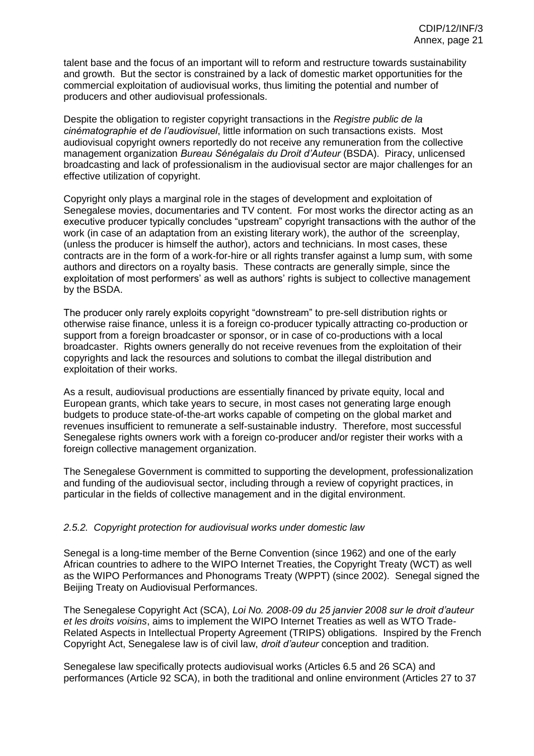talent base and the focus of an important will to reform and restructure towards sustainability and growth. But the sector is constrained by a lack of domestic market opportunities for the commercial exploitation of audiovisual works, thus limiting the potential and number of producers and other audiovisual professionals.

Despite the obligation to register copyright transactions in the *Registre public de la cinématographie et de l'audiovisuel*, little information on such transactions exists. Most audiovisual copyright owners reportedly do not receive any remuneration from the collective management organization *Bureau Sénégalais du Droit d'Auteur* (BSDA). Piracy, unlicensed broadcasting and lack of professionalism in the audiovisual sector are major challenges for an effective utilization of copyright.

Copyright only plays a marginal role in the stages of development and exploitation of Senegalese movies, documentaries and TV content. For most works the director acting as an executive producer typically concludes "upstream" copyright transactions with the author of the work (in case of an adaptation from an existing literary work), the author of the screenplay, (unless the producer is himself the author), actors and technicians. In most cases, these contracts are in the form of a work-for-hire or all rights transfer against a lump sum, with some authors and directors on a royalty basis. These contracts are generally simple, since the exploitation of most performers' as well as authors' rights is subject to collective management by the BSDA.

The producer only rarely exploits copyright "downstream" to pre-sell distribution rights or otherwise raise finance, unless it is a foreign co-producer typically attracting co-production or support from a foreign broadcaster or sponsor, or in case of co-productions with a local broadcaster. Rights owners generally do not receive revenues from the exploitation of their copyrights and lack the resources and solutions to combat the illegal distribution and exploitation of their works.

As a result, audiovisual productions are essentially financed by private equity, local and European grants, which take years to secure, in most cases not generating large enough budgets to produce state-of-the-art works capable of competing on the global market and revenues insufficient to remunerate a self-sustainable industry. Therefore, most successful Senegalese rights owners work with a foreign co-producer and/or register their works with a foreign collective management organization.

The Senegalese Government is committed to supporting the development, professionalization and funding of the audiovisual sector, including through a review of copyright practices, in particular in the fields of collective management and in the digital environment.

### *2.5.2. Copyright protection for audiovisual works under domestic law*

Senegal is a long-time member of the Berne Convention (since 1962) and one of the early African countries to adhere to the WIPO Internet Treaties, the Copyright Treaty (WCT) as well as the WIPO Performances and Phonograms Treaty (WPPT) (since 2002). Senegal signed the Beijing Treaty on Audiovisual Performances.

The Senegalese Copyright Act (SCA), *Loi No. 2008-09 du 25 janvier 2008 sur le droit d'auteur et les droits voisins*, aims to implement the WIPO Internet Treaties as well as WTO Trade-Related Aspects in Intellectual Property Agreement (TRIPS) obligations. Inspired by the French Copyright Act, Senegalese law is of civil law, *droit d'auteur* conception and tradition.

Senegalese law specifically protects audiovisual works (Articles 6.5 and 26 SCA) and performances (Article 92 SCA), in both the traditional and online environment (Articles 27 to 37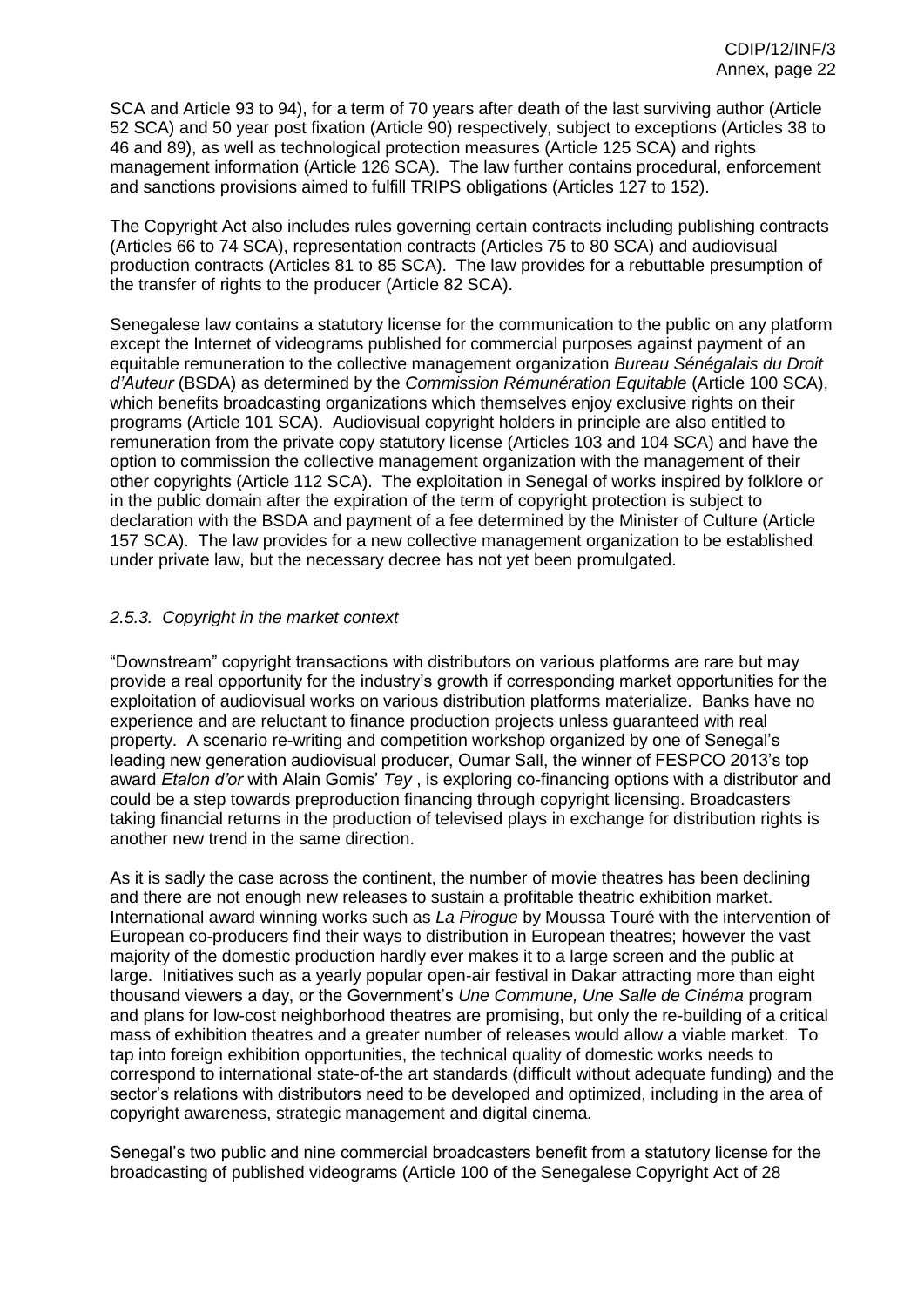SCA and Article 93 to 94), for a term of 70 years after death of the last surviving author (Article 52 SCA) and 50 year post fixation (Article 90) respectively, subject to exceptions (Articles 38 to 46 and 89), as well as technological protection measures (Article 125 SCA) and rights management information (Article 126 SCA). The law further contains procedural, enforcement and sanctions provisions aimed to fulfill TRIPS obligations (Articles 127 to 152).

The Copyright Act also includes rules governing certain contracts including publishing contracts (Articles 66 to 74 SCA), representation contracts (Articles 75 to 80 SCA) and audiovisual production contracts (Articles 81 to 85 SCA). The law provides for a rebuttable presumption of the transfer of rights to the producer (Article 82 SCA).

Senegalese law contains a statutory license for the communication to the public on any platform except the Internet of videograms published for commercial purposes against payment of an equitable remuneration to the collective management organization *Bureau Sénégalais du Droit d'Auteur* (BSDA) as determined by the *Commission Rémunération Equitable* (Article 100 SCA), which benefits broadcasting organizations which themselves enjoy exclusive rights on their programs (Article 101 SCA). Audiovisual copyright holders in principle are also entitled to remuneration from the private copy statutory license (Articles 103 and 104 SCA) and have the option to commission the collective management organization with the management of their other copyrights (Article 112 SCA). The exploitation in Senegal of works inspired by folklore or in the public domain after the expiration of the term of copyright protection is subject to declaration with the BSDA and payment of a fee determined by the Minister of Culture (Article 157 SCA). The law provides for a new collective management organization to be established under private law, but the necessary decree has not yet been promulgated.

### *2.5.3. Copyright in the market context*

"Downstream" copyright transactions with distributors on various platforms are rare but may provide a real opportunity for the industry's growth if corresponding market opportunities for the exploitation of audiovisual works on various distribution platforms materialize. Banks have no experience and are reluctant to finance production projects unless guaranteed with real property. A scenario re-writing and competition workshop organized by one of Senegal's leading new generation audiovisual producer, Oumar Sall, the winner of FESPCO 2013's top award *Etalon d'or* with Alain Gomis' *Tey* , is exploring co-financing options with a distributor and could be a step towards preproduction financing through copyright licensing. Broadcasters taking financial returns in the production of televised plays in exchange for distribution rights is another new trend in the same direction.

As it is sadly the case across the continent, the number of movie theatres has been declining and there are not enough new releases to sustain a profitable theatric exhibition market. International award winning works such as *La Pirogue* by Moussa Touré with the intervention of European co-producers find their ways to distribution in European theatres; however the vast majority of the domestic production hardly ever makes it to a large screen and the public at large. Initiatives such as a yearly popular open-air festival in Dakar attracting more than eight thousand viewers a day, or the Government's *Une Commune, Une Salle de Cinéma* program and plans for low-cost neighborhood theatres are promising, but only the re-building of a critical mass of exhibition theatres and a greater number of releases would allow a viable market. To tap into foreign exhibition opportunities, the technical quality of domestic works needs to correspond to international state-of-the art standards (difficult without adequate funding) and the sector's relations with distributors need to be developed and optimized, including in the area of copyright awareness, strategic management and digital cinema.

Senegal's two public and nine commercial broadcasters benefit from a statutory license for the broadcasting of published videograms (Article 100 of the Senegalese Copyright Act of 28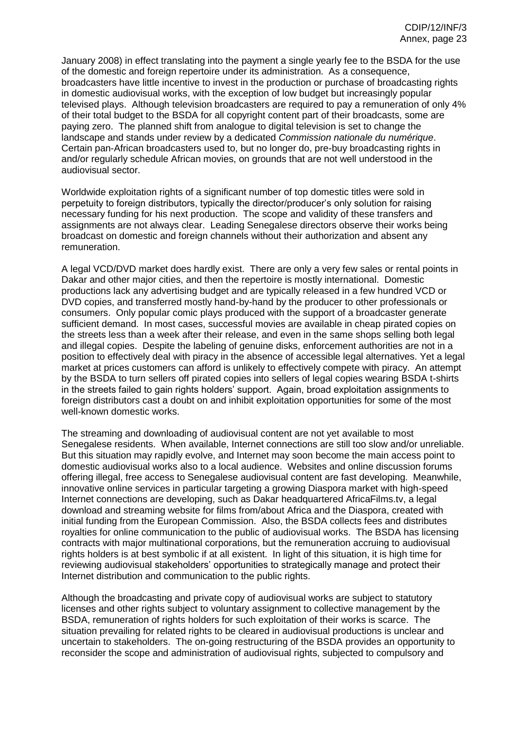January 2008) in effect translating into the payment a single yearly fee to the BSDA for the use of the domestic and foreign repertoire under its administration. As a consequence, broadcasters have little incentive to invest in the production or purchase of broadcasting rights in domestic audiovisual works, with the exception of low budget but increasingly popular televised plays. Although television broadcasters are required to pay a remuneration of only 4% of their total budget to the BSDA for all copyright content part of their broadcasts, some are paying zero. The planned shift from analogue to digital television is set to change the landscape and stands under review by a dedicated *Commission nationale du numérique*. Certain pan-African broadcasters used to, but no longer do, pre-buy broadcasting rights in and/or regularly schedule African movies, on grounds that are not well understood in the audiovisual sector.

Worldwide exploitation rights of a significant number of top domestic titles were sold in perpetuity to foreign distributors, typically the director/producer's only solution for raising necessary funding for his next production. The scope and validity of these transfers and assignments are not always clear. Leading Senegalese directors observe their works being broadcast on domestic and foreign channels without their authorization and absent any remuneration.

A legal VCD/DVD market does hardly exist. There are only a very few sales or rental points in Dakar and other major cities, and then the repertoire is mostly international. Domestic productions lack any advertising budget and are typically released in a few hundred VCD or DVD copies, and transferred mostly hand-by-hand by the producer to other professionals or consumers. Only popular comic plays produced with the support of a broadcaster generate sufficient demand. In most cases, successful movies are available in cheap pirated copies on the streets less than a week after their release, and even in the same shops selling both legal and illegal copies. Despite the labeling of genuine disks, enforcement authorities are not in a position to effectively deal with piracy in the absence of accessible legal alternatives. Yet a legal market at prices customers can afford is unlikely to effectively compete with piracy. An attempt by the BSDA to turn sellers off pirated copies into sellers of legal copies wearing BSDA t-shirts in the streets failed to gain rights holders' support. Again, broad exploitation assignments to foreign distributors cast a doubt on and inhibit exploitation opportunities for some of the most well-known domestic works.

The streaming and downloading of audiovisual content are not yet available to most Senegalese residents. When available, Internet connections are still too slow and/or unreliable. But this situation may rapidly evolve, and Internet may soon become the main access point to domestic audiovisual works also to a local audience. Websites and online discussion forums offering illegal, free access to Senegalese audiovisual content are fast developing. Meanwhile, innovative online services in particular targeting a growing Diaspora market with high-speed Internet connections are developing, such as Dakar headquartered AfricaFilms.tv, a legal download and streaming website for films from/about Africa and the Diaspora, created with initial funding from the European Commission. Also, the BSDA collects fees and distributes royalties for online communication to the public of audiovisual works. The BSDA has licensing contracts with major multinational corporations, but the remuneration accruing to audiovisual rights holders is at best symbolic if at all existent. In light of this situation, it is high time for reviewing audiovisual stakeholders' opportunities to strategically manage and protect their Internet distribution and communication to the public rights.

Although the broadcasting and private copy of audiovisual works are subject to statutory licenses and other rights subject to voluntary assignment to collective management by the BSDA, remuneration of rights holders for such exploitation of their works is scarce. The situation prevailing for related rights to be cleared in audiovisual productions is unclear and uncertain to stakeholders. The on-going restructuring of the BSDA provides an opportunity to reconsider the scope and administration of audiovisual rights, subjected to compulsory and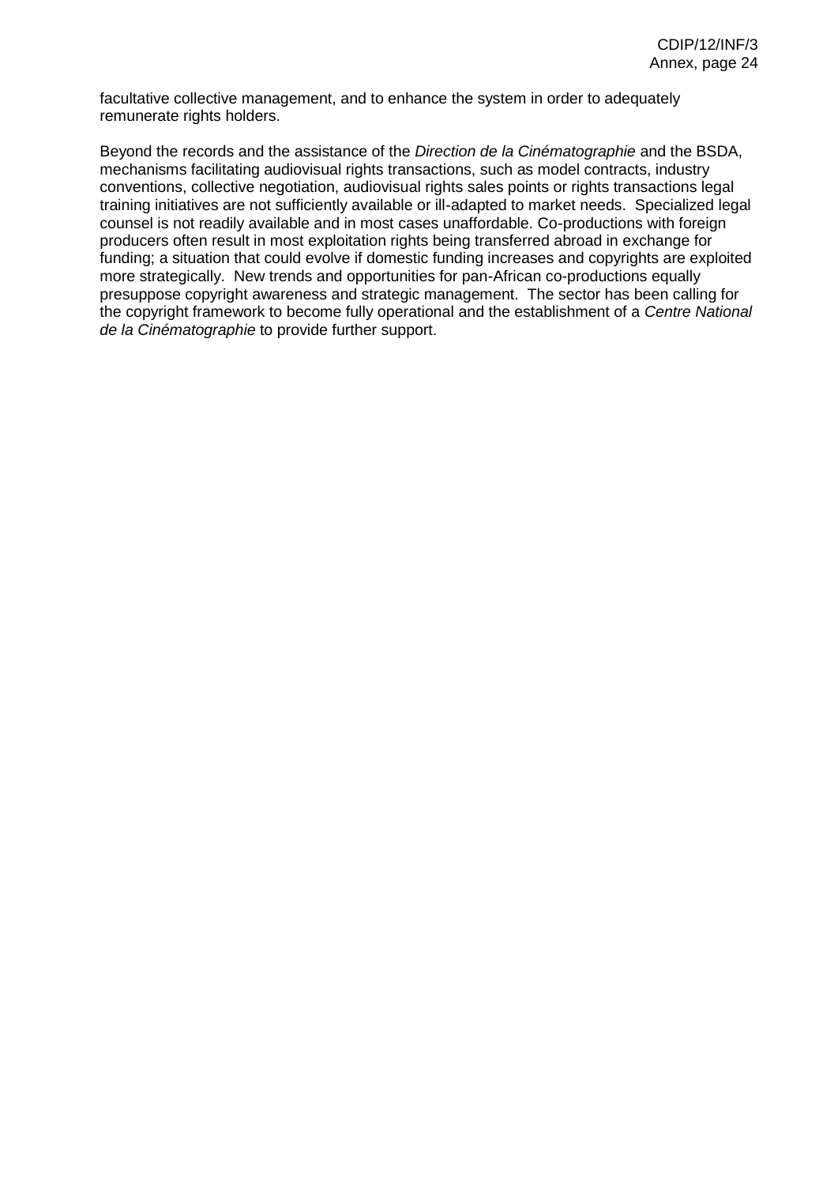facultative collective management, and to enhance the system in order to adequately remunerate rights holders.

Beyond the records and the assistance of the *Direction de la Cinématographie* and the BSDA, mechanisms facilitating audiovisual rights transactions, such as model contracts, industry conventions, collective negotiation, audiovisual rights sales points or rights transactions legal training initiatives are not sufficiently available or ill-adapted to market needs. Specialized legal counsel is not readily available and in most cases unaffordable. Co-productions with foreign producers often result in most exploitation rights being transferred abroad in exchange for funding; a situation that could evolve if domestic funding increases and copyrights are exploited more strategically. New trends and opportunities for pan-African co-productions equally presuppose copyright awareness and strategic management. The sector has been calling for the copyright framework to become fully operational and the establishment of a *Centre National de la Cinématographie* to provide further support.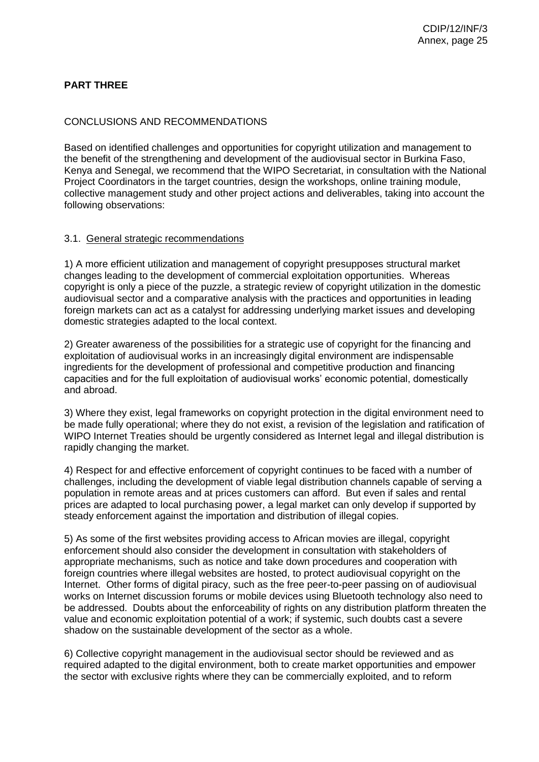**PART THREE**

CONCLUSIONS AND RECOMMENDATIONS

Based on identified challenges and opportunities for copyright utilization and management to the benefit of the strengthening and development of the audiovisual sector in Burkina Faso, Kenya and Senegal, we recommend that the WIPO Secretariat, in consultation with the National Project Coordinators in the target countries, design the workshops, online training module, collective management study and other project actions and deliverables, taking into account the following observations:

3.1. General strategic recommendations

1) A more efficient utilization and management of copyright presupposes structural market changes leading to the development of commercial exploitation opportunities. Whereas copyright is only a piece of the puzzle, a strategic review of copyright utilization in the domestic audiovisual sector and a comparative analysis with the practices and opportunities in leading foreign markets can act as a catalyst for addressing underlying market issues and developing domestic strategies adapted to the local context.

2) Greater awareness of the possibilities for a strategic use of copyright for the financing and exploitation of audiovisual works in an increasingly digital environment are indispensable ingredients for the development of professional and competitive production and financing capacities and for the full exploitation of audiovisual works' economic potential, domestically and abroad.

3) Where they exist, legal frameworks on copyright protection in the digital environment need to be made fully operational; where they do not exist, a revision of the legislation and ratification of WIPO Internet Treaties should be urgently considered as Internet legal and illegal distribution is rapidly changing the market.

4) Respect for and effective enforcement of copyright continues to be faced with a number of challenges, including the development of viable legal distribution channels capable of serving a population in remote areas and at prices customers can afford. But even if sales and rental prices are adapted to local purchasing power, a legal market can only develop if supported by steady enforcement against the importation and distribution of illegal copies.

5) As some of the first websites providing access to African movies are illegal, copyright enforcement should also consider the development in consultation with stakeholders of appropriate mechanisms, such as notice and take down procedures and cooperation with foreign countries where illegal websites are hosted, to protect audiovisual copyright on the Internet. Other forms of digital piracy, such as the free peer-to-peer passing on of audiovisual works on Internet discussion forums or mobile devices using Bluetooth technology also need to be addressed. Doubts about the enforceability of rights on any distribution platform threaten the value and economic exploitation potential of a work; if systemic, such doubts cast a severe shadow on the sustainable development of the sector as a whole.

6) Collective copyright management in the audiovisual sector should be reviewed and as required adapted to the digital environment, both to create market opportunities and empower the sector with exclusive rights where they can be commercially exploited, and to reform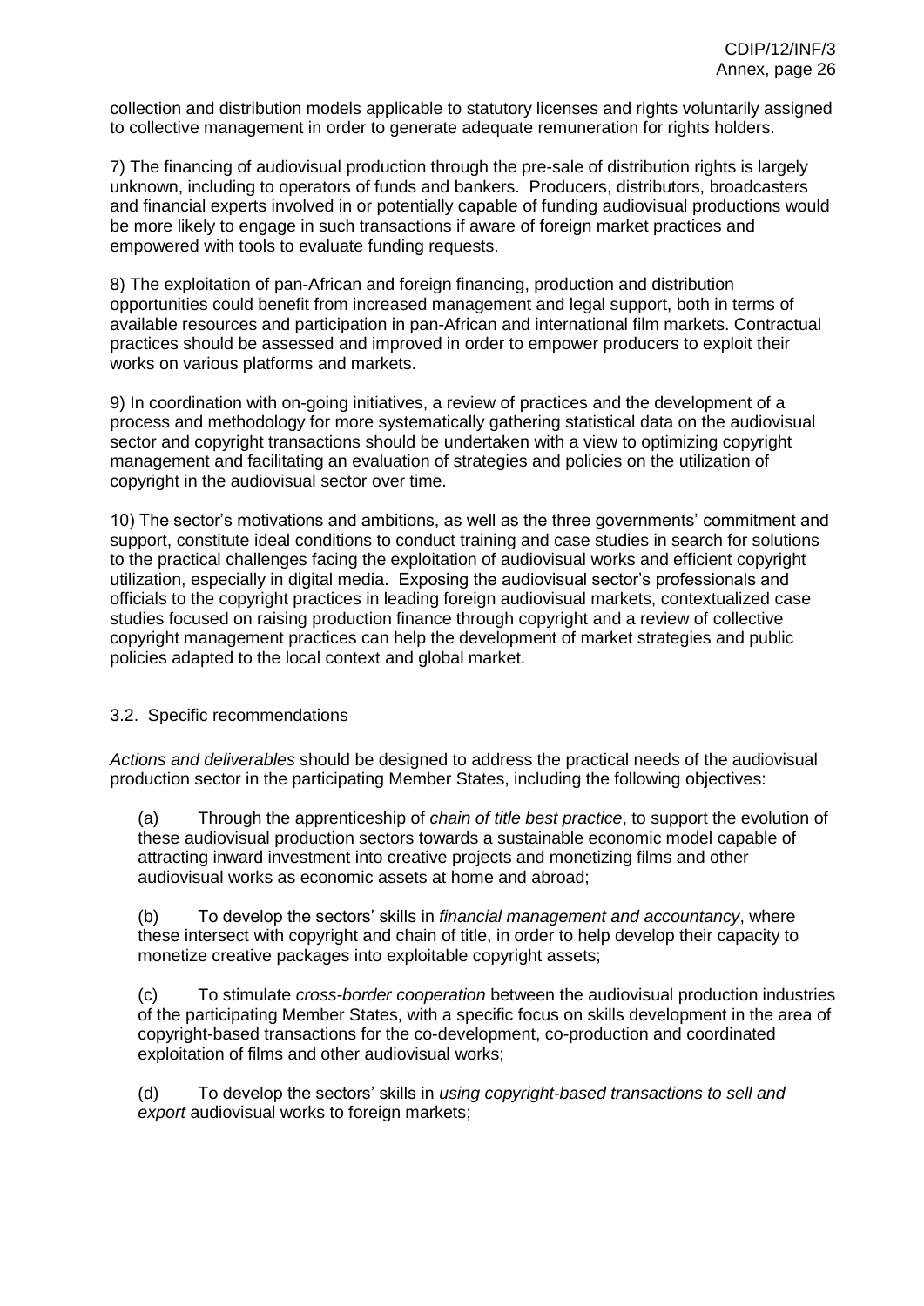collection and distribution models applicable to statutory licenses and rights voluntarily assigned to collective management in order to generate adequate remuneration for rights holders.

7) The financing of audiovisual production through the pre-sale of distribution rights is largely unknown, including to operators of funds and bankers. Producers, distributors, broadcasters and financial experts involved in or potentially capable of funding audiovisual productions would be more likely to engage in such transactions if aware of foreign market practices and empowered with tools to evaluate funding requests.

8) The exploitation of pan-African and foreign financing, production and distribution opportunities could benefit from increased management and legal support, both in terms of available resources and participation in pan-African and international film markets. Contractual practices should be assessed and improved in order to empower producers to exploit their works on various platforms and markets.

9) In coordination with on-going initiatives, a review of practices and the development of a process and methodology for more systematically gathering statistical data on the audiovisual sector and copyright transactions should be undertaken with a view to optimizing copyright management and facilitating an evaluation of strategies and policies on the utilization of copyright in the audiovisual sector over time.

10) The sector's motivations and ambitions, as well as the three governments' commitment and support, constitute ideal conditions to conduct training and case studies in search for solutions to the practical challenges facing the exploitation of audiovisual works and efficient copyright utilization, especially in digital media. Exposing the audiovisual sector's professionals and officials to the copyright practices in leading foreign audiovisual markets, contextualized case studies focused on raising production finance through copyright and a review of collective copyright management practices can help the development of market strategies and public policies adapted to the local context and global market.

### 3.2. Specific recommendations

*Actions and deliverables* should be designed to address the practical needs of the audiovisual production sector in the participating Member States, including the following objectives:

(a) Through the apprenticeship of *chain of title best practice*, to support the evolution of these audiovisual production sectors towards a sustainable economic model capable of attracting inward investment into creative projects and monetizing films and other audiovisual works as economic assets at home and abroad;

(b) To develop the sectors' skills in *financial management and accountancy*, where these intersect with copyright and chain of title, in order to help develop their capacity to monetize creative packages into exploitable copyright assets;

(c) To stimulate *cross-border cooperation* between the audiovisual production industries of the participating Member States, with a specific focus on skills development in the area of copyright-based transactions for the co-development, co-production and coordinated exploitation of films and other audiovisual works;

(d) To develop the sectors' skills in *using copyright-based transactions to sell and export* audiovisual works to foreign markets;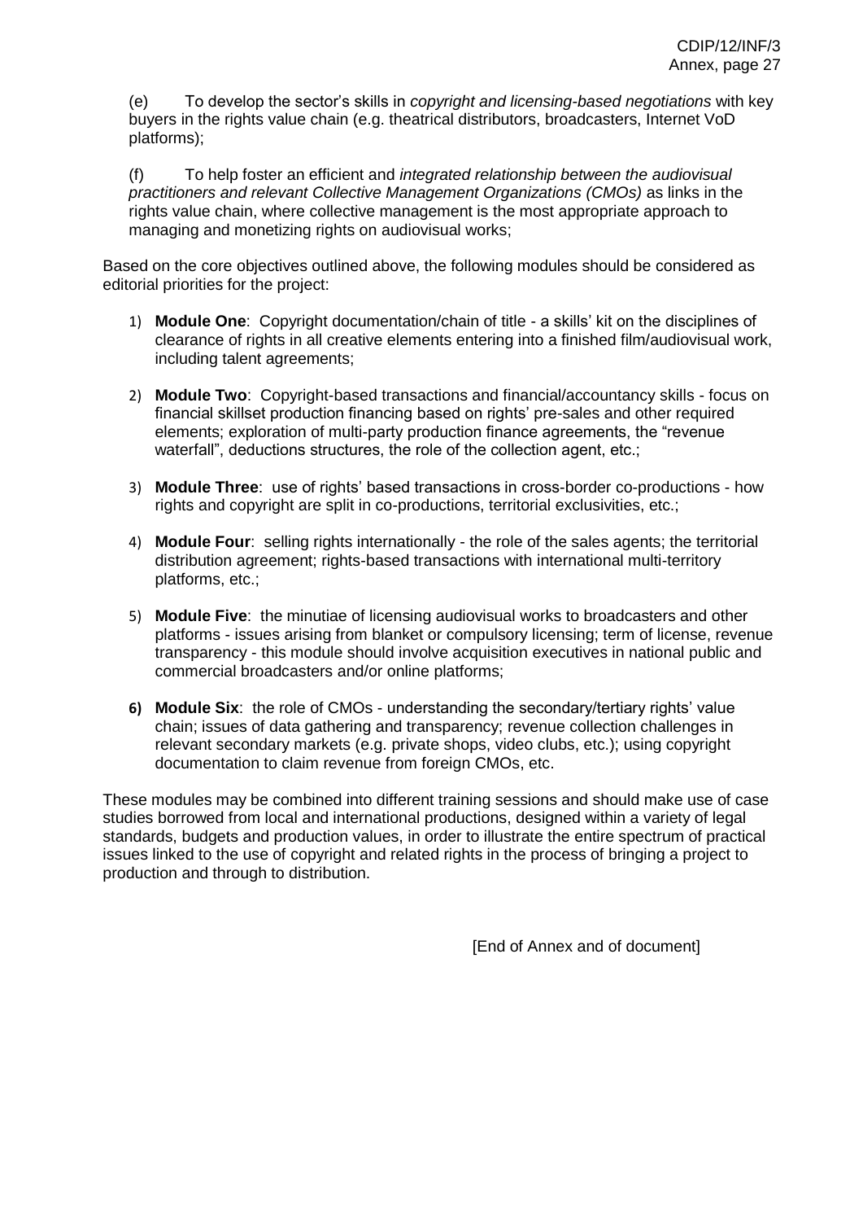(e) To develop the sector's skills in *copyright and licensing-based negotiations* with key buyers in the rights value chain (e.g. theatrical distributors, broadcasters, Internet VoD platforms);

(f) To help foster an efficient and *integrated relationship between the audiovisual practitioners and relevant Collective Management Organizations (CMOs)* as links in the rights value chain, where collective management is the most appropriate approach to managing and monetizing rights on audiovisual works;

Based on the core objectives outlined above, the following modules should be considered as editorial priorities for the project:

1) **Module One**: Copyright documentation/chain of title - a skills' kit on the disciplines of clearance of rights in all creative elements entering into a finished film/audiovisual work, including talent agreements;

2) **Module Two**: Copyright-based transactions and financial/accountancy skills - focus on financial skillset production financing based on rights' pre-sales and other required elements; exploration of multi-party production finance agreements, the "revenue waterfall", deductions structures, the role of the collection agent, etc.;

3) **Module Three**: use of rights' based transactions in cross-border co-productions - how rights and copyright are split in co-productions, territorial exclusivities, etc.;

4) **Module Four**: selling rights internationally - the role of the sales agents; the territorial distribution agreement; rights-based transactions with international multi-territory platforms, etc.;

5) **Module Five**: the minutiae of licensing audiovisual works to broadcasters and other platforms - issues arising from blanket or compulsory licensing; term of license, revenue transparency - this module should involve acquisition executives in national public and commercial broadcasters and/or online platforms;

6) **Module Six**: the role of CMOs - understanding the secondary/tertiary rights' value chain; issues of data gathering and transparency; revenue collection challenges in relevant secondary markets (e.g. private shops, video clubs, etc.); using copyright documentation to claim revenue from foreign CMOs, etc.

These modules may be combined into different training sessions and should make use of case studies borrowed from local and international productions, designed within a variety of legal standards, budgets and production values, in order to illustrate the entire spectrum of practical issues linked to the use of copyright and related rights in the process of bringing a project to production and through to distribution.

[End of Annex and of document]